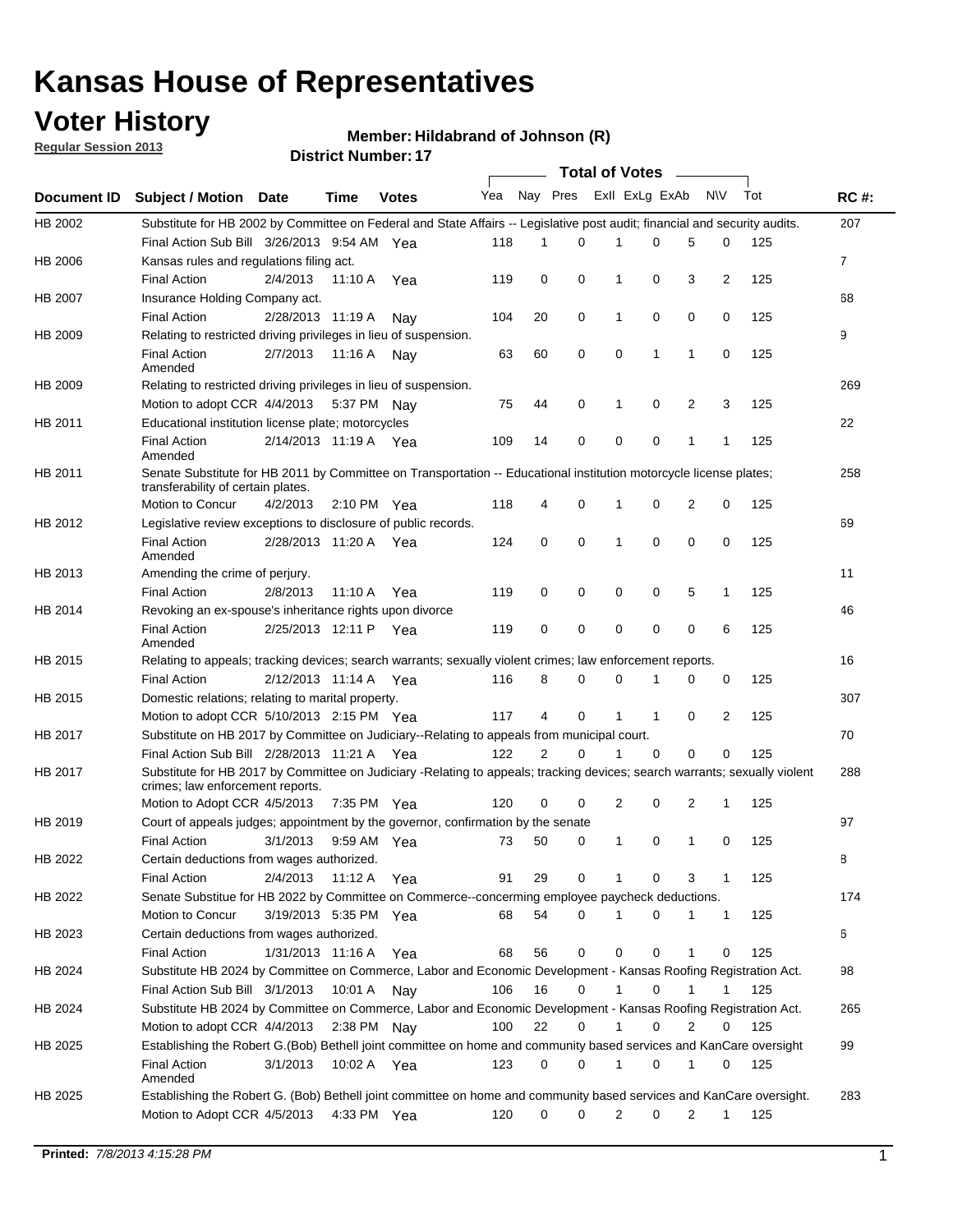# Kansas House of Representatives

## Voter History

**Regular Session 2013**

**Member: Hildabrand of Johnson (R)**

**District Number: 17**

| Document ID | Subject / Motion | Date | Time | Votes | Yea | Nay | Pres | ExII | ExLg | ExAb | N\V | Tot | RC #: |
|---|---|---|---|---|---|---|---|---|---|---|---|---|---|
| HB 2002 | Substitute for HB 2002 by Committee on Federal and State Affairs -- Legislative post audit; financial and security audits. | | | | | | | | | | | | 207 |
| | Final Action Sub Bill | 3/26/2013 | 9:54 AM | Yea | 118 | 1 | 0 | 1 | 0 | 5 | 0 | 125 | |
| HB 2006 | Kansas rules and regulations filing act. | | | | | | | | | | | | 7 |
| | Final Action | 2/4/2013 | 11:10 A | Yea | 119 | 0 | 0 | 1 | 0 | 3 | 2 | 125 | |
| HB 2007 | Insurance Holding Company act. | | | | | | | | | | | | 68 |
| | Final Action | 2/28/2013 | 11:19 A | Nay | 104 | 20 | 0 | 1 | 0 | 0 | 0 | 125 | |
| HB 2009 | Relating to restricted driving privileges in lieu of suspension. | | | | | | | | | | | | 9 |
| | Final Action Amended | 2/7/2013 | 11:16 A | Nay | 63 | 60 | 0 | 0 | 1 | 1 | 0 | 125 | |
| HB 2009 | Relating to restricted driving privileges in lieu of suspension. | | | | | | | | | | | | 269 |
| | Motion to adopt CCR | 4/4/2013 | 5:37 PM | Nay | 75 | 44 | 0 | 1 | 0 | 2 | 3 | 125 | |
| HB 2011 | Educational institution license plate; motorcycles | | | | | | | | | | | | 22 |
| | Final Action Amended | 2/14/2013 | 11:19 A | Yea | 109 | 14 | 0 | 0 | 0 | 1 | 1 | 125 | |
| HB 2011 | Senate Substitute for HB 2011 by Committee on Transportation -- Educational institution motorcycle license plates; transferability of certain plates. | | | | | | | | | | | | 258 |
| | Motion to Concur | 4/2/2013 | 2:10 PM | Yea | 118 | 4 | 0 | 1 | 0 | 2 | 0 | 125 | |
| HB 2012 | Legislative review exceptions to disclosure of public records. | | | | | | | | | | | | 69 |
| | Final Action Amended | 2/28/2013 | 11:20 A | Yea | 124 | 0 | 0 | 1 | 0 | 0 | 0 | 125 | |
| HB 2013 | Amending the crime of perjury. | | | | | | | | | | | | 11 |
| | Final Action | 2/8/2013 | 11:10 A | Yea | 119 | 0 | 0 | 0 | 0 | 5 | 1 | 125 | |
| HB 2014 | Revoking an ex-spouse's inheritance rights upon divorce | | | | | | | | | | | | 46 |
| | Final Action Amended | 2/25/2013 | 12:11 P | Yea | 119 | 0 | 0 | 0 | 0 | 0 | 6 | 125 | |
| HB 2015 | Relating to appeals; tracking devices; search warrants; sexually violent crimes; law enforcement reports. | | | | | | | | | | | | 16 |
| | Final Action | 2/12/2013 | 11:14 A | Yea | 116 | 8 | 0 | 0 | 1 | 0 | 0 | 125 | |
| HB 2015 | Domestic relations; relating to marital property. | | | | | | | | | | | | 307 |
| | Motion to adopt CCR | 5/10/2013 | 2:15 PM | Yea | 117 | 4 | 0 | 1 | 1 | 0 | 2 | 125 | |
| HB 2017 | Substitute on HB 2017 by Committee on Judiciary--Relating to appeals from municipal court. | | | | | | | | | | | | 70 |
| | Final Action Sub Bill | 2/28/2013 | 11:21 A | Yea | 122 | 2 | 0 | 1 | 0 | 0 | 0 | 125 | |
| HB 2017 | Substitute for HB 2017 by Committee on Judiciary -Relating to appeals; tracking devices; search warrants; sexually violent crimes; law enforcement reports. | | | | | | | | | | | | 288 |
| | Motion to Adopt CCR | 4/5/2013 | 7:35 PM | Yea | 120 | 0 | 0 | 2 | 0 | 2 | 1 | 125 | |
| HB 2019 | Court of appeals judges; appointment by the governor, confirmation by the senate | | | | | | | | | | | | 97 |
| | Final Action | 3/1/2013 | 9:59 AM | Yea | 73 | 50 | 0 | 1 | 0 | 1 | 0 | 125 | |
| HB 2022 | Certain deductions from wages authorized. | | | | | | | | | | | | 8 |
| | Final Action | 2/4/2013 | 11:12 A | Yea | 91 | 29 | 0 | 1 | 0 | 3 | 1 | 125 | |
| HB 2022 | Senate Substitue for HB 2022 by Committee on Commerce--concerning employee paycheck deductions. | | | | | | | | | | | | 174 |
| | Motion to Concur | 3/19/2013 | 5:35 PM | Yea | 68 | 54 | 0 | 1 | 0 | 1 | 1 | 125 | |
| HB 2023 | Certain deductions from wages authorized. | | | | | | | | | | | | 6 |
| | Final Action | 1/31/2013 | 11:16 A | Yea | 68 | 56 | 0 | 0 | 0 | 1 | 0 | 125 | |
| HB 2024 | Substitute HB 2024 by Committee on Commerce, Labor and Economic Development - Kansas Roofing Registration Act. | | | | | | | | | | | | 98 |
| | Final Action Sub Bill | 3/1/2013 | 10:01 A | Nay | 106 | 16 | 0 | 1 | 0 | 1 | 1 | 125 | |
| HB 2024 | Substitute HB 2024 by Committee on Commerce, Labor and Economic Development - Kansas Roofing Registration Act. | | | | | | | | | | | | 265 |
| | Motion to adopt CCR | 4/4/2013 | 2:38 PM | Nay | 100 | 22 | 0 | 1 | 0 | 2 | 0 | 125 | |
| HB 2025 | Establishing the Robert G.(Bob) Bethell joint committee on home and community based services and KanCare oversight | | | | | | | | | | | | 99 |
| | Final Action Amended | 3/1/2013 | 10:02 A | Yea | 123 | 0 | 0 | 1 | 0 | 1 | 0 | 125 | |
| HB 2025 | Establishing the Robert G. (Bob) Bethell joint committee on home and community based services and KanCare oversight. | | | | | | | | | | | | 283 |
| | Motion to Adopt CCR | 4/5/2013 | 4:33 PM | Yea | 120 | 0 | 0 | 2 | 0 | 2 | 1 | 125 | |

**Printed:** *7/8/2013 4:15:28 PM*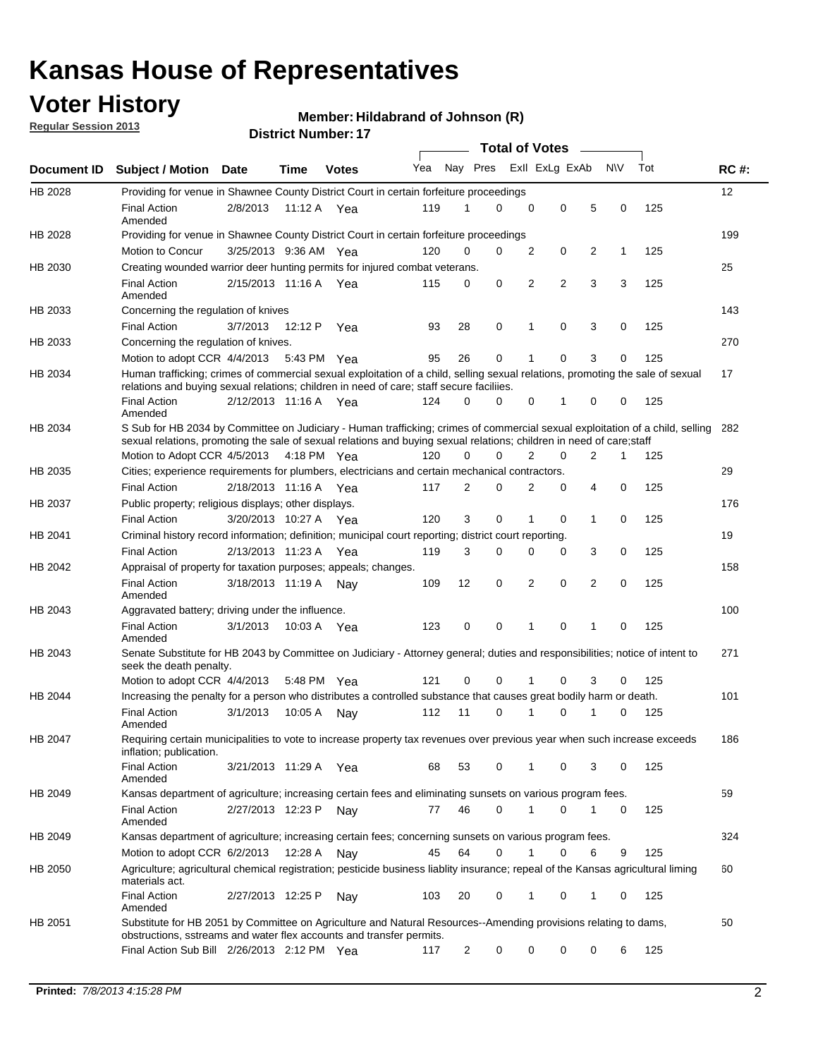# Kansas House of Representatives

## Voter History

**Regular Session 2013**

**Member: Hildabrand of Johnson (R)**

**District Number: 17**

| Document ID | Subject / Motion | Date | Time | Votes | Yea | Nay | Pres | ExII | ExLg | ExAb | N\V | Tot | RC #: |
|---|---|---|---|---|---|---|---|---|---|---|---|---|---|
| HB 2028 | Providing for venue in Shawnee County District Court in certain forfeiture proceedings | | | | | | | | | | | | 12 |
| | Final Action Amended | 2/8/2013 | 11:12 A | Yea | 119 | 1 | 0 | 0 | 0 | 5 | 0 | 125 | |
| HB 2028 | Providing for venue in Shawnee County District Court in certain forfeiture proceedings | | | | | | | | | | | | 199 |
| | Motion to Concur | 3/25/2013 | 9:36 AM | Yea | 120 | 0 | 0 | 2 | 0 | 2 | 1 | 125 | |
| HB 2030 | Creating wounded warrior deer hunting permits for injured combat veterans. | | | | | | | | | | | | 25 |
| | Final Action Amended | 2/15/2013 | 11:16 A | Yea | 115 | 0 | 0 | 2 | 2 | 3 | 3 | 125 | |
| HB 2033 | Concerning the regulation of knives | | | | | | | | | | | | 143 |
| | Final Action | 3/7/2013 | 12:12 P | Yea | 93 | 28 | 0 | 1 | 0 | 3 | 0 | 125 | |
| HB 2033 | Concerning the regulation of knives. | | | | | | | | | | | | 270 |
| | Motion to adopt CCR | 4/4/2013 | 5:43 PM | Yea | 95 | 26 | 0 | 1 | 0 | 3 | 0 | 125 | |
| HB 2034 | Human trafficking; crimes of commercial sexual exploitation of a child, selling sexual relations, promoting the sale of sexual relations and buying sexual relations; children in need of care; staff secure faciliies. | | | | | | | | | | | | 17 |
| | Final Action Amended | 2/12/2013 | 11:16 A | Yea | 124 | 0 | 0 | 0 | 1 | 0 | 0 | 125 | |
| HB 2034 | S Sub for HB 2034 by Committee on Judiciary - Human trafficking; crimes of commercial sexual exploitation of a child, selling sexual relations, promoting the sale of sexual relations and buying sexual relations; children in need of care;staff | | | | | | | | | | | | 282 |
| | Motion to Adopt CCR | 4/5/2013 | 4:18 PM | Yea | 120 | 0 | 0 | 2 | 0 | 2 | 1 | 125 | |
| HB 2035 | Cities; experience requirements for plumbers, electricians and certain mechanical contractors. | | | | | | | | | | | | 29 |
| | Final Action | 2/18/2013 | 11:16 A | Yea | 117 | 2 | 0 | 2 | 0 | 4 | 0 | 125 | |
| HB 2037 | Public property; religious displays; other displays. | | | | | | | | | | | | 176 |
| | Final Action | 3/20/2013 | 10:27 A | Yea | 120 | 3 | 0 | 1 | 0 | 1 | 0 | 125 | |
| HB 2041 | Criminal history record information; definition; municipal court reporting; district court reporting. | | | | | | | | | | | | 19 |
| | Final Action | 2/13/2013 | 11:23 A | Yea | 119 | 3 | 0 | 0 | 0 | 3 | 0 | 125 | |
| HB 2042 | Appraisal of property for taxation purposes; appeals; changes. | | | | | | | | | | | | 158 |
| | Final Action Amended | 3/18/2013 | 11:19 A | Nay | 109 | 12 | 0 | 2 | 0 | 2 | 0 | 125 | |
| HB 2043 | Aggravated battery; driving under the influence. | | | | | | | | | | | | 100 |
| | Final Action Amended | 3/1/2013 | 10:03 A | Yea | 123 | 0 | 0 | 1 | 0 | 1 | 0 | 125 | |
| HB 2043 | Senate Substitute for HB 2043 by Committee on Judiciary - Attorney general; duties and responsibilities; notice of intent to seek the death penalty. | | | | | | | | | | | | 271 |
| | Motion to adopt CCR | 4/4/2013 | 5:48 PM | Yea | 121 | 0 | 0 | 1 | 0 | 3 | 0 | 125 | |
| HB 2044 | Increasing the penalty for a person who distributes a controlled substance that causes great bodily harm or death. | | | | | | | | | | | | 101 |
| | Final Action Amended | 3/1/2013 | 10:05 A | Nay | 112 | 11 | 0 | 1 | 0 | 1 | 0 | 125 | |
| HB 2047 | Requiring certain municipalities to vote to increase property tax revenues over previous year when such increase exceeds inflation; publication. | | | | | | | | | | | | 186 |
| | Final Action Amended | 3/21/2013 | 11:29 A | Yea | 68 | 53 | 0 | 1 | 0 | 3 | 0 | 125 | |
| HB 2049 | Kansas department of agriculture; increasing certain fees and eliminating sunsets on various program fees. | | | | | | | | | | | | 59 |
| | Final Action Amended | 2/27/2013 | 12:23 P | Nay | 77 | 46 | 0 | 1 | 0 | 1 | 0 | 125 | |
| HB 2049 | Kansas department of agriculture; increasing certain fees; concerning sunsets on various program fees. | | | | | | | | | | | | 324 |
| | Motion to adopt CCR | 6/2/2013 | 12:28 A | Nay | 45 | 64 | 0 | 1 | 0 | 6 | 9 | 125 | |
| HB 2050 | Agriculture; agricultural chemical registration; pesticide business liablity insurance; repeal of the Kansas agricultural liming materials act. | | | | | | | | | | | | 60 |
| | Final Action Amended | 2/27/2013 | 12:25 P | Nay | 103 | 20 | 0 | 1 | 0 | 1 | 0 | 125 | |
| HB 2051 | Substitute for HB 2051 by Committee on Agriculture and Natural Resources--Amending provisions relating to dams, obstructions, sstreams and water flex accounts and transfer permits. | | | | | | | | | | | | 50 |
| | Final Action Sub Bill | 2/26/2013 | 2:12 PM | Yea | 117 | 2 | 0 | 0 | 0 | 0 | 6 | 125 | |

**Printed:** *7/8/2013 4:15:28 PM*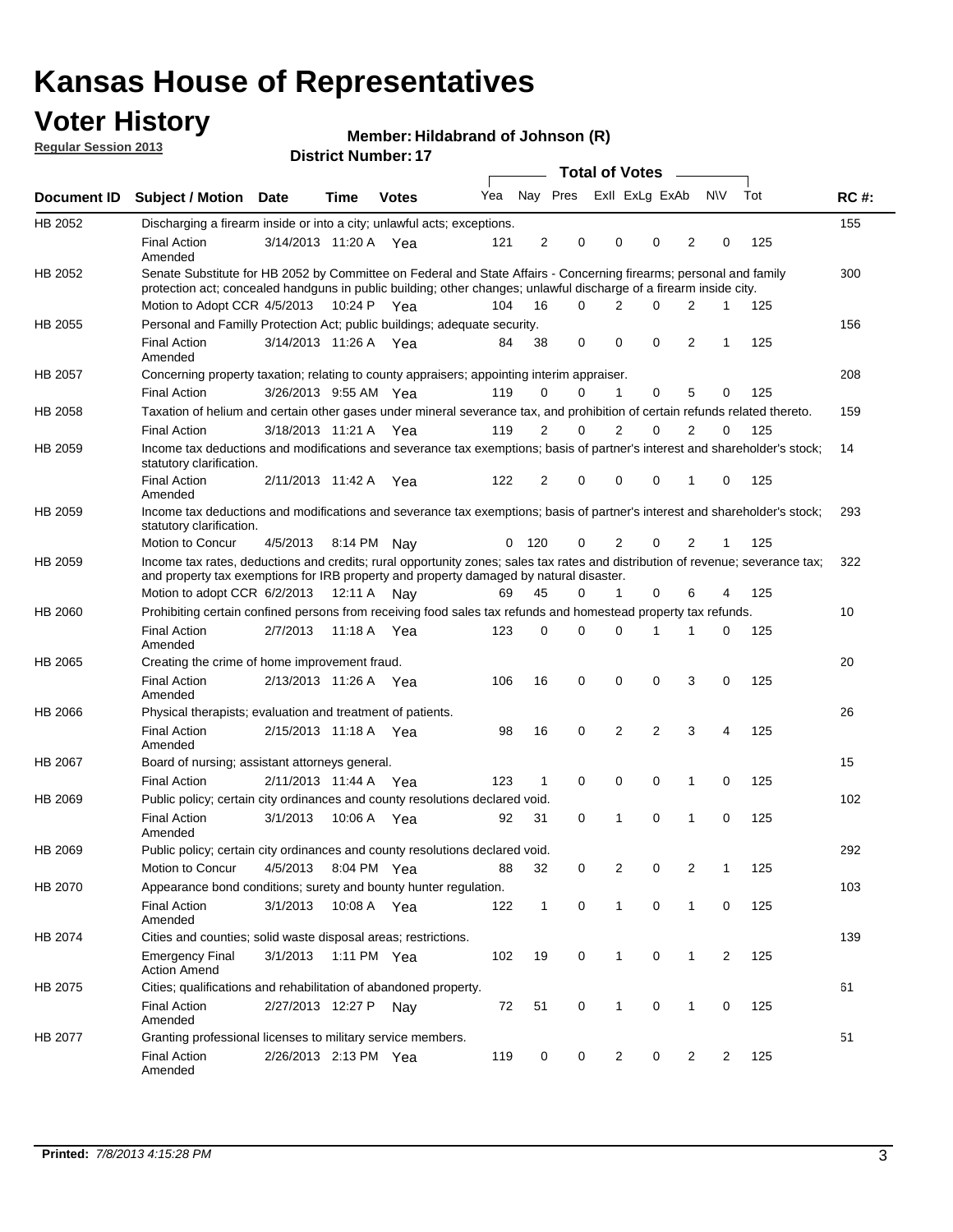# Kansas House of Representatives

## Voter History

**Regular Session 2013**

**Member: Hildabrand of Johnson (R)**

**District Number: 17**

| Document ID | Subject / Motion | Date | Time | Votes | Yea | Nay | Pres | ExII | ExLg | ExAb | N\V | Tot | RC #: |
|---|---|---|---|---|---|---|---|---|---|---|---|---|---|
| HB 2052 | Discharging a firearm inside or into a city; unlawful acts; exceptions. | | | | | | | | | | | | 155 |
| | Final Action Amended | 3/14/2013 | 11:20 A | Yea | 121 | 2 | 0 | 0 | 0 | 2 | 0 | 125 | |
| HB 2052 | Senate Substitute for HB 2052 by Committee on Federal and State Affairs - Concerning firearms; personal and family protection act; concealed handguns in public building; other changes; unlawful discharge of a firearm inside city. | | | | | | | | | | | | 300 |
| | Motion to Adopt CCR | 4/5/2013 | 10:24 P | Yea | 104 | 16 | 0 | 2 | 0 | 2 | 1 | 125 | |
| HB 2055 | Personal and Familly Protection Act; public buildings; adequate security. | | | | | | | | | | | | 156 |
| | Final Action Amended | 3/14/2013 | 11:26 A | Yea | 84 | 38 | 0 | 0 | 0 | 2 | 1 | 125 | |
| HB 2057 | Concerning property taxation; relating to county appraisers; appointing interim appraiser. | | | | | | | | | | | | 208 |
| | Final Action | 3/26/2013 | 9:55 AM | Yea | 119 | 0 | 0 | 1 | 0 | 5 | 0 | 125 | |
| HB 2058 | Taxation of helium and certain other gases under mineral severance tax, and prohibition of certain refunds related thereto. | | | | | | | | | | | | 159 |
| | Final Action | 3/18/2013 | 11:21 A | Yea | 119 | 2 | 0 | 2 | 0 | 2 | 0 | 125 | |
| HB 2059 | Income tax deductions and modifications and severance tax exemptions; basis of partner's interest and shareholder's stock; statutory clarification. | | | | | | | | | | | | 14 |
| | Final Action Amended | 2/11/2013 | 11:42 A | Yea | 122 | 2 | 0 | 0 | 0 | 1 | 0 | 125 | |
| HB 2059 | Income tax deductions and modifications and severance tax exemptions; basis of partner's interest and shareholder's stock; statutory clarification. | | | | | | | | | | | | 293 |
| | Motion to Concur | 4/5/2013 | 8:14 PM | Nay | 0 | 120 | 0 | 2 | 0 | 2 | 1 | 125 | |
| HB 2059 | Income tax rates, deductions and credits; rural opportunity zones; sales tax rates and distribution of revenue; severance tax; and property tax exemptions for IRB property and property damaged by natural disaster. | | | | | | | | | | | | 322 |
| | Motion to adopt CCR | 6/2/2013 | 12:11 A | Nay | 69 | 45 | 0 | 1 | 0 | 6 | 4 | 125 | |
| HB 2060 | Prohibiting certain confined persons from receiving food sales tax refunds and homestead property tax refunds. | | | | | | | | | | | | 10 |
| | Final Action Amended | 2/7/2013 | 11:18 A | Yea | 123 | 0 | 0 | 0 | 1 | 1 | 0 | 125 | |
| HB 2065 | Creating the crime of home improvement fraud. | | | | | | | | | | | | 20 |
| | Final Action Amended | 2/13/2013 | 11:26 A | Yea | 106 | 16 | 0 | 0 | 0 | 3 | 0 | 125 | |
| HB 2066 | Physical therapists; evaluation and treatment of patients. | | | | | | | | | | | | 26 |
| | Final Action Amended | 2/15/2013 | 11:18 A | Yea | 98 | 16 | 0 | 2 | 2 | 3 | 4 | 125 | |
| HB 2067 | Board of nursing; assistant attorneys general. | | | | | | | | | | | | 15 |
| | Final Action | 2/11/2013 | 11:44 A | Yea | 123 | 1 | 0 | 0 | 0 | 1 | 0 | 125 | |
| HB 2069 | Public policy; certain city ordinances and county resolutions declared void. | | | | | | | | | | | | 102 |
| | Final Action Amended | 3/1/2013 | 10:06 A | Yea | 92 | 31 | 0 | 1 | 0 | 1 | 0 | 125 | |
| HB 2069 | Public policy; certain city ordinances and county resolutions declared void. | | | | | | | | | | | | 292 |
| | Motion to Concur | 4/5/2013 | 8:04 PM | Yea | 88 | 32 | 0 | 2 | 0 | 2 | 1 | 125 | |
| HB 2070 | Appearance bond conditions; surety and bounty hunter regulation. | | | | | | | | | | | | 103 |
| | Final Action Amended | 3/1/2013 | 10:08 A | Yea | 122 | 1 | 0 | 1 | 0 | 1 | 0 | 125 | |
| HB 2074 | Cities and counties; solid waste disposal areas; restrictions. | | | | | | | | | | | | 139 |
| | Emergency Final Action Amend | 3/1/2013 | 1:11 PM | Yea | 102 | 19 | 0 | 1 | 0 | 1 | 2 | 125 | |
| HB 2075 | Cities; qualifications and rehabilitation of abandoned property. | | | | | | | | | | | | 61 |
| | Final Action Amended | 2/27/2013 | 12:27 P | Nay | 72 | 51 | 0 | 1 | 0 | 1 | 0 | 125 | |
| HB 2077 | Granting professional licenses to military service members. | | | | | | | | | | | | 51 |
| | Final Action Amended | 2/26/2013 | 2:13 PM | Yea | 119 | 0 | 0 | 2 | 0 | 2 | 2 | 125 | |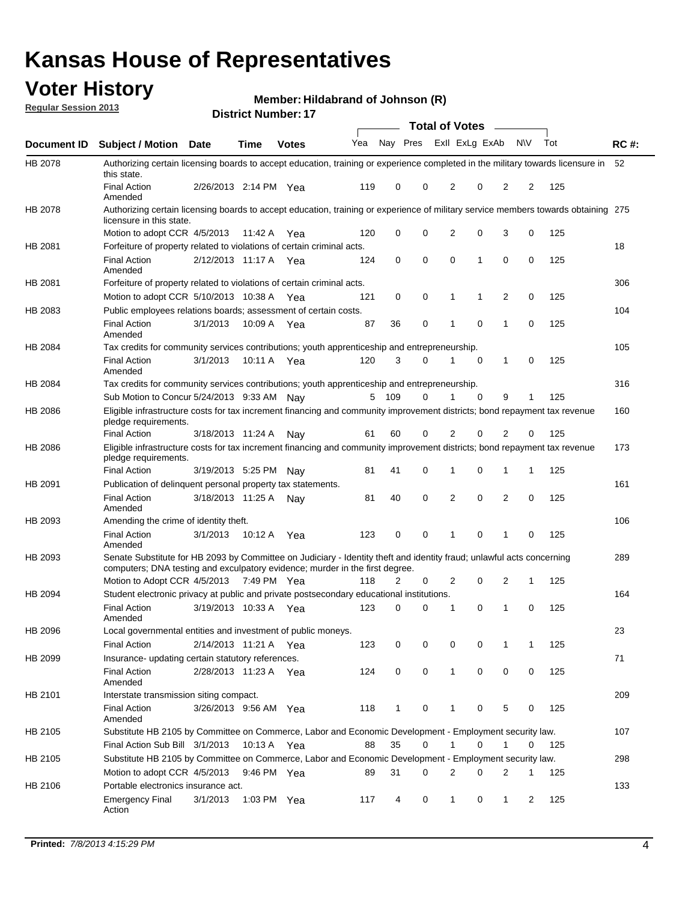# Kansas House of Representatives

## Voter History

**Regular Session 2013**

**Member: Hildabrand of Johnson (R)**

**District Number: 17**

| Document ID | Subject / Motion | Date | Time | Votes | Yea | Nay | Pres | ExII | ExLg | ExAb | N\V | Tot | RC #: |
|---|---|---|---|---|---|---|---|---|---|---|---|---|---|
| HB 2078 | Authorizing certain licensing boards to accept education, training or experience completed in the military towards licensure in this state. | | | | | | | | | | | | 52 |
| | Final Action Amended | 2/26/2013 | 2:14 PM | Yea | 119 | 0 | 0 | 2 | 0 | 2 | 2 | 125 | |
| HB 2078 | Authorizing certain licensing boards to accept education, training or experience of military service members towards obtaining licensure in this state. | | | | | | | | | | | | 275 |
| | Motion to adopt CCR | 4/5/2013 | 11:42 A | Yea | 120 | 0 | 0 | 2 | 0 | 3 | 0 | 125 | |
| HB 2081 | Forfeiture of property related to violations of certain criminal acts. | | | | | | | | | | | | 18 |
| | Final Action Amended | 2/12/2013 | 11:17 A | Yea | 124 | 0 | 0 | 0 | 1 | 0 | 0 | 125 | |
| HB 2081 | Forfeiture of property related to violations of certain criminal acts. | | | | | | | | | | | | 306 |
| | Motion to adopt CCR | 5/10/2013 | 10:38 A | Yea | 121 | 0 | 0 | 1 | 1 | 2 | 0 | 125 | |
| HB 2083 | Public employees relations boards; assessment of certain costs. | | | | | | | | | | | | 104 |
| | Final Action Amended | 3/1/2013 | 10:09 A | Yea | 87 | 36 | 0 | 1 | 0 | 1 | 0 | 125 | |
| HB 2084 | Tax credits for community services contributions; youth apprenticeship and entrepreneurship. | | | | | | | | | | | | 105 |
| | Final Action Amended | 3/1/2013 | 10:11 A | Yea | 120 | 3 | 0 | 1 | 0 | 1 | 0 | 125 | |
| HB 2084 | Tax credits for community services contributions; youth apprenticeship and entrepreneurship. | | | | | | | | | | | | 316 |
| | Sub Motion to Concur | 5/24/2013 | 9:33 AM | Nay | 5 | 109 | 0 | 1 | 0 | 9 | 1 | 125 | |
| HB 2086 | Eligible infrastructure costs for tax increment financing and community improvement districts; bond repayment tax revenue pledge requirements. | | | | | | | | | | | | 160 |
| | Final Action | 3/18/2013 | 11:24 A | Nay | 61 | 60 | 0 | 2 | 0 | 2 | 0 | 125 | |
| HB 2086 | Eligible infrastructure costs for tax increment financing and community improvement districts; bond repayment tax revenue pledge requirements. | | | | | | | | | | | | 173 |
| | Final Action | 3/19/2013 | 5:25 PM | Nay | 81 | 41 | 0 | 1 | 0 | 1 | 1 | 125 | |
| HB 2091 | Publication of delinquent personal property tax statements. | | | | | | | | | | | | 161 |
| | Final Action Amended | 3/18/2013 | 11:25 A | Nay | 81 | 40 | 0 | 2 | 0 | 2 | 0 | 125 | |
| HB 2093 | Amending the crime of identity theft. | | | | | | | | | | | | 106 |
| | Final Action Amended | 3/1/2013 | 10:12 A | Yea | 123 | 0 | 0 | 1 | 0 | 1 | 0 | 125 | |
| HB 2093 | Senate Substitute for HB 2093 by Committee on Judiciary - Identity theft and identity fraud; unlawful acts concerning computers; DNA testing and exculpatory evidence; murder in the first degree. | | | | | | | | | | | | 289 |
| | Motion to Adopt CCR | 4/5/2013 | 7:49 PM | Yea | 118 | 2 | 0 | 2 | 0 | 2 | 1 | 125 | |
| HB 2094 | Student electronic privacy at public and private postsecondary educational institutions. | | | | | | | | | | | | 164 |
| | Final Action Amended | 3/19/2013 | 10:33 A | Yea | 123 | 0 | 0 | 1 | 0 | 1 | 0 | 125 | |
| HB 2096 | Local governmental entities and investment of public moneys. | | | | | | | | | | | | 23 |
| | Final Action | 2/14/2013 | 11:21 A | Yea | 123 | 0 | 0 | 0 | 0 | 1 | 1 | 125 | |
| HB 2099 | Insurance- updating certain statutory references. | | | | | | | | | | | | 71 |
| | Final Action Amended | 2/28/2013 | 11:23 A | Yea | 124 | 0 | 0 | 1 | 0 | 0 | 0 | 125 | |
| HB 2101 | Interstate transmission siting compact. | | | | | | | | | | | | 209 |
| | Final Action Amended | 3/26/2013 | 9:56 AM | Yea | 118 | 1 | 0 | 1 | 0 | 5 | 0 | 125 | |
| HB 2105 | Substitute HB 2105 by Committee on Commerce, Labor and Economic Development - Employment security law. | | | | | | | | | | | | 107 |
| | Final Action Sub Bill | 3/1/2013 | 10:13 A | Yea | 88 | 35 | 0 | 1 | 0 | 1 | 0 | 125 | |
| HB 2105 | Substitute HB 2105 by Committee on Commerce, Labor and Economic Development - Employment security law. | | | | | | | | | | | | 298 |
| | Motion to adopt CCR | 4/5/2013 | 9:46 PM | Yea | 89 | 31 | 0 | 2 | 0 | 2 | 1 | 125 | |
| HB 2106 | Portable electronics insurance act. | | | | | | | | | | | | 133 |
| | Emergency Final Action | 3/1/2013 | 1:03 PM | Yea | 117 | 4 | 0 | 1 | 0 | 1 | 2 | 125 | |

**Printed:** *7/8/2013 4:15:29 PM*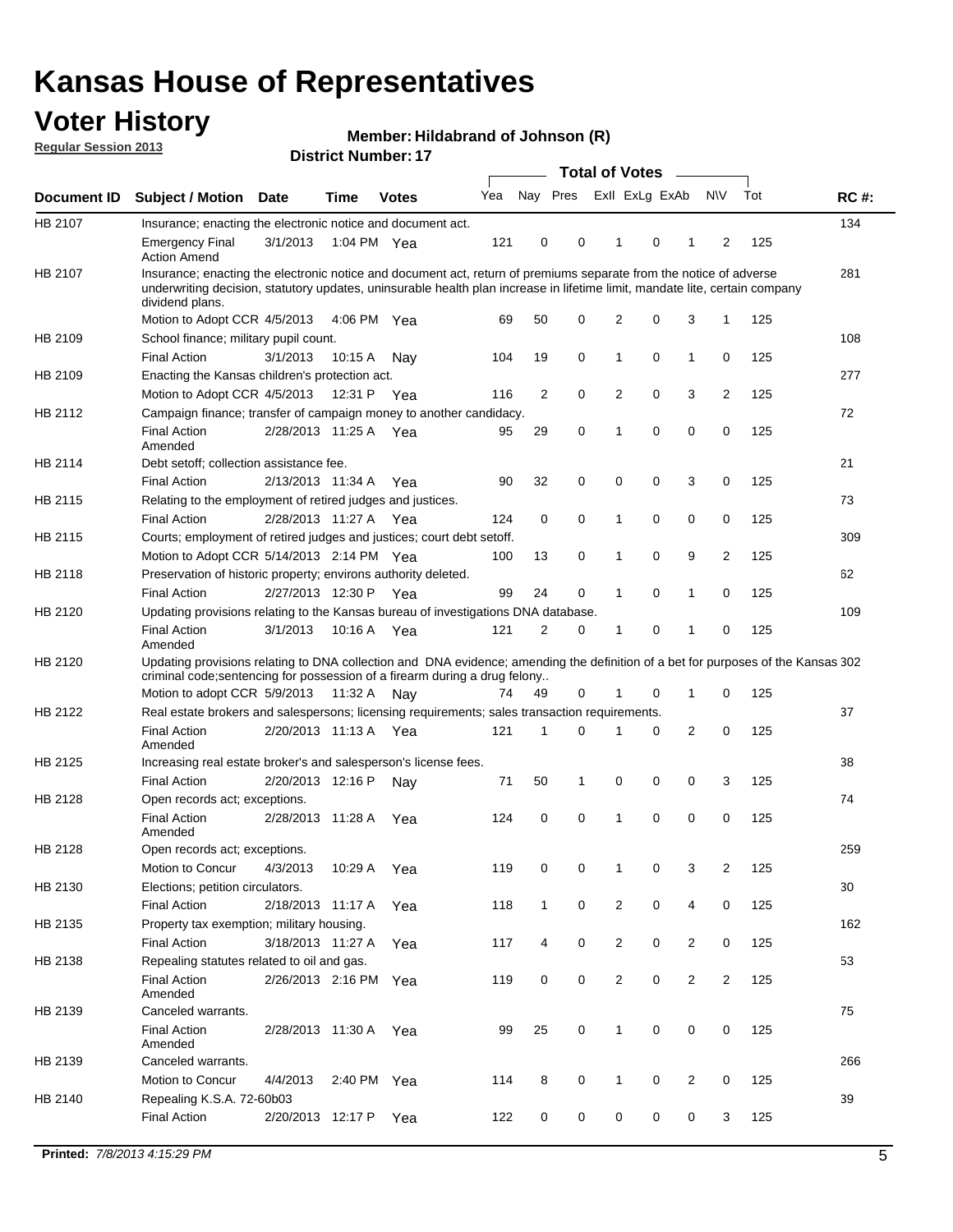# Kansas House of Representatives

## Voter History

**Regular Session 2013**

**Member: Hildabrand of Johnson (R)**

**District Number: 17**

| Document ID | Subject / Motion | Date | Time | Votes | Yea | Nay | Pres | ExII | ExLg | ExAb | N\V | Tot | RC #: |
|---|---|---|---|---|---|---|---|---|---|---|---|---|---|
| HB 2107 | Insurance; enacting the electronic notice and document act. | | | | | | | | | | | | 134 |
| | Emergency Final Action Amend | 3/1/2013 | 1:04 PM | Yea | 121 | 0 | 0 | 1 | 0 | 1 | 2 | 125 | |
| HB 2107 | Insurance; enacting the electronic notice and document act, return of premiums separate from the notice of adverse underwriting decision, statutory updates, uninsurable health plan increase in lifetime limit, mandate lite, certain company dividend plans. | | | | | | | | | | | | 281 |
| | Motion to Adopt CCR | 4/5/2013 | 4:06 PM | Yea | 69 | 50 | 0 | 2 | 0 | 3 | 1 | 125 | |
| HB 2109 | School finance; military pupil count. | | | | | | | | | | | | 108 |
| | Final Action | 3/1/2013 | 10:15 A | Nay | 104 | 19 | 0 | 1 | 0 | 1 | 0 | 125 | |
| HB 2109 | Enacting the Kansas children's protection act. | | | | | | | | | | | | 277 |
| | Motion to Adopt CCR | 4/5/2013 | 12:31 P | Yea | 116 | 2 | 0 | 2 | 0 | 3 | 2 | 125 | |
| HB 2112 | Campaign finance; transfer of campaign money to another candidacy. | | | | | | | | | | | | 72 |
| | Final Action Amended | 2/28/2013 | 11:25 A | Yea | 95 | 29 | 0 | 1 | 0 | 0 | 0 | 125 | |
| HB 2114 | Debt setoff; collection assistance fee. | | | | | | | | | | | | 21 |
| | Final Action | 2/13/2013 | 11:34 A | Yea | 90 | 32 | 0 | 0 | 0 | 3 | 0 | 125 | |
| HB 2115 | Relating to the employment of retired judges and justices. | | | | | | | | | | | | 73 |
| | Final Action | 2/28/2013 | 11:27 A | Yea | 124 | 0 | 0 | 1 | 0 | 0 | 0 | 125 | |
| HB 2115 | Courts; employment of retired judges and justices; court debt setoff. | | | | | | | | | | | | 309 |
| | Motion to Adopt CCR | 5/14/2013 | 2:14 PM | Yea | 100 | 13 | 0 | 1 | 0 | 9 | 2 | 125 | |
| HB 2118 | Preservation of historic property; environs authority deleted. | | | | | | | | | | | | 62 |
| | Final Action | 2/27/2013 | 12:30 P | Yea | 99 | 24 | 0 | 1 | 0 | 1 | 0 | 125 | |
| HB 2120 | Updating provisions relating to the Kansas bureau of investigations DNA database. | | | | | | | | | | | | 109 |
| | Final Action Amended | 3/1/2013 | 10:16 A | Yea | 121 | 2 | 0 | 1 | 0 | 1 | 0 | 125 | |
| HB 2120 | Updating provisions relating to DNA collection and DNA evidence; amending the definition of a bet for purposes of the Kansas criminal code;sentencing for possession of a firearm during a drug felony.. | | | | | | | | | | | | 302 |
| | Motion to adopt CCR | 5/9/2013 | 11:32 A | Nay | 74 | 49 | 0 | 1 | 0 | 1 | 0 | 125 | |
| HB 2122 | Real estate brokers and salespersons; licensing requirements; sales transaction requirements. | | | | | | | | | | | | 37 |
| | Final Action Amended | 2/20/2013 | 11:13 A | Yea | 121 | 1 | 0 | 1 | 0 | 2 | 0 | 125 | |
| HB 2125 | Increasing real estate broker's and salesperson's license fees. | | | | | | | | | | | | 38 |
| | Final Action | 2/20/2013 | 12:16 P | Nay | 71 | 50 | 1 | 0 | 0 | 0 | 3 | 125 | |
| HB 2128 | Open records act; exceptions. | | | | | | | | | | | | 74 |
| | Final Action Amended | 2/28/2013 | 11:28 A | Yea | 124 | 0 | 0 | 1 | 0 | 0 | 0 | 125 | |
| HB 2128 | Open records act; exceptions. | | | | | | | | | | | | 259 |
| | Motion to Concur | 4/3/2013 | 10:29 A | Yea | 119 | 0 | 0 | 1 | 0 | 3 | 2 | 125 | |
| HB 2130 | Elections; petition circulators. | | | | | | | | | | | | 30 |
| | Final Action | 2/18/2013 | 11:17 A | Yea | 118 | 1 | 0 | 2 | 0 | 4 | 0 | 125 | |
| HB 2135 | Property tax exemption; military housing. | | | | | | | | | | | | 162 |
| | Final Action | 3/18/2013 | 11:27 A | Yea | 117 | 4 | 0 | 2 | 0 | 2 | 0 | 125 | |
| HB 2138 | Repealing statutes related to oil and gas. | | | | | | | | | | | | 53 |
| | Final Action Amended | 2/26/2013 | 2:16 PM | Yea | 119 | 0 | 0 | 2 | 0 | 2 | 2 | 125 | |
| HB 2139 | Canceled warrants. | | | | | | | | | | | | 75 |
| | Final Action Amended | 2/28/2013 | 11:30 A | Yea | 99 | 25 | 0 | 1 | 0 | 0 | 0 | 125 | |
| HB 2139 | Canceled warrants. | | | | | | | | | | | | 266 |
| | Motion to Concur | 4/4/2013 | 2:40 PM | Yea | 114 | 8 | 0 | 1 | 0 | 2 | 0 | 125 | |
| HB 2140 | Repealing K.S.A. 72-60b03 | | | | | | | | | | | | 39 |
| | Final Action | 2/20/2013 | 12:17 P | Yea | 122 | 0 | 0 | 0 | 0 | 0 | 3 | 125 | |

**Printed:** *7/8/2013 4:15:29 PM*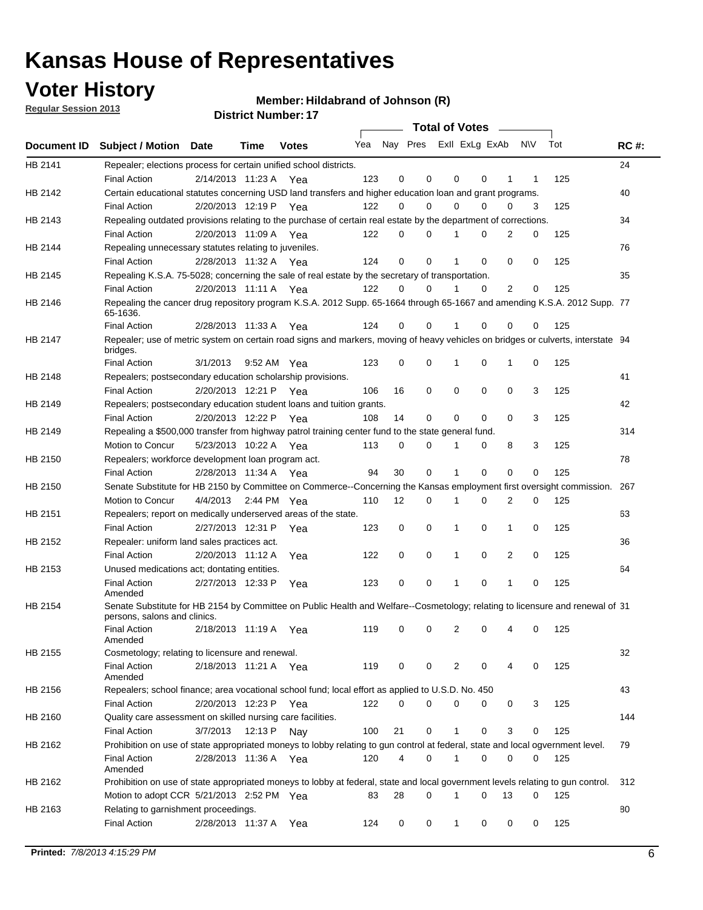# Kansas House of Representatives

## Voter History

**Regular Session 2013**

**Member: Hildabrand of Johnson (R)**

**District Number: 17**

| Document ID | Subject / Motion | Date | Time | Votes | Yea | Nay | Pres | ExII | ExLg | ExAb | N\V | Tot | RC #: |
|---|---|---|---|---|---|---|---|---|---|---|---|---|---|
| HB 2141 | Repealer; elections process for certain unified school districts. | | | | | | | | | | | | 24 |
| | Final Action | 2/14/2013 | 11:23 A | Yea | 123 | 0 | 0 | 0 | 0 | 1 | 1 | 125 | |
| HB 2142 | Certain educational statutes concerning USD land transfers and higher education loan and grant programs. | | | | | | | | | | | | 40 |
| | Final Action | 2/20/2013 | 12:19 P | Yea | 122 | 0 | 0 | 0 | 0 | 0 | 3 | 125 | |
| HB 2143 | Repealing outdated provisions relating to the purchase of certain real estate by the department of corrections. | | | | | | | | | | | | 34 |
| | Final Action | 2/20/2013 | 11:09 A | Yea | 122 | 0 | 0 | 1 | 0 | 2 | 0 | 125 | |
| HB 2144 | Repealing unnecessary statutes relating to juveniles. | | | | | | | | | | | | 76 |
| | Final Action | 2/28/2013 | 11:32 A | Yea | 124 | 0 | 0 | 1 | 0 | 0 | 0 | 125 | |
| HB 2145 | Repealing K.S.A. 75-5028; concerning the sale of real estate by the secretary of transportation. | | | | | | | | | | | | 35 |
| | Final Action | 2/20/2013 | 11:11 A | Yea | 122 | 0 | 0 | 1 | 0 | 2 | 0 | 125 | |
| HB 2146 | Repealing the cancer drug repository program K.S.A. 2012 Supp. 65-1664 through 65-1667 and amending K.S.A. 2012 Supp. 65-1636. | | | | | | | | | | | | 77 |
| | Final Action | 2/28/2013 | 11:33 A | Yea | 124 | 0 | 0 | 1 | 0 | 0 | 0 | 125 | |
| HB 2147 | Repealer; use of metric system on certain road signs and markers, moving of heavy vehicles on bridges or culverts, interstate bridges. | | | | | | | | | | | | 94 |
| | Final Action | 3/1/2013 | 9:52 AM | Yea | 123 | 0 | 0 | 1 | 0 | 1 | 0 | 125 | |
| HB 2148 | Repealers; postsecondary education scholarship provisions. | | | | | | | | | | | | 41 |
| | Final Action | 2/20/2013 | 12:21 P | Yea | 106 | 16 | 0 | 0 | 0 | 0 | 3 | 125 | |
| HB 2149 | Repealers; postsecondary education student loans and tuition grants. | | | | | | | | | | | | 42 |
| | Final Action | 2/20/2013 | 12:22 P | Yea | 108 | 14 | 0 | 0 | 0 | 0 | 3 | 125 | |
| HB 2149 | Repealing a $500,000 transfer from highway patrol training center fund to the state general fund. | | | | | | | | | | | | 314 |
| | Motion to Concur | 5/23/2013 | 10:22 A | Yea | 113 | 0 | 0 | 1 | 0 | 8 | 3 | 125 | |
| HB 2150 | Repealers; workforce development loan program act. | | | | | | | | | | | | 78 |
| | Final Action | 2/28/2013 | 11:34 A | Yea | 94 | 30 | 0 | 1 | 0 | 0 | 0 | 125 | |
| HB 2150 | Senate Substitute for HB 2150 by Committee on Commerce--Concerning the Kansas employment first oversight commission. | | | | | | | | | | | | 267 |
| | Motion to Concur | 4/4/2013 | 2:44 PM | Yea | 110 | 12 | 0 | 1 | 0 | 2 | 0 | 125 | |
| HB 2151 | Repealers; report on medically underserved areas of the state. | | | | | | | | | | | | 63 |
| | Final Action | 2/27/2013 | 12:31 P | Yea | 123 | 0 | 0 | 1 | 0 | 1 | 0 | 125 | |
| HB 2152 | Repealer: uniform land sales practices act. | | | | | | | | | | | | 36 |
| | Final Action | 2/20/2013 | 11:12 A | Yea | 122 | 0 | 0 | 1 | 0 | 2 | 0 | 125 | |
| HB 2153 | Unused medications act; dontating entities. | | | | | | | | | | | | 64 |
| | Final Action Amended | 2/27/2013 | 12:33 P | Yea | 123 | 0 | 0 | 1 | 0 | 1 | 0 | 125 | |
| HB 2154 | Senate Substitute for HB 2154 by Committee on Public Health and Welfare--Cosmetology; relating to licensure and renewal of persons, salons and clinics. | | | | | | | | | | | | 31 |
| | Final Action Amended | 2/18/2013 | 11:19 A | Yea | 119 | 0 | 0 | 2 | 0 | 4 | 0 | 125 | |
| HB 2155 | Cosmetology; relating to licensure and renewal. | | | | | | | | | | | | 32 |
| | Final Action Amended | 2/18/2013 | 11:21 A | Yea | 119 | 0 | 0 | 2 | 0 | 4 | 0 | 125 | |
| HB 2156 | Repealers; school finance; area vocational school fund; local effort as applied to U.S.D. No. 450 | | | | | | | | | | | | 43 |
| | Final Action | 2/20/2013 | 12:23 P | Yea | 122 | 0 | 0 | 0 | 0 | 0 | 3 | 125 | |
| HB 2160 | Quality care assessment on skilled nursing care facilities. | | | | | | | | | | | | 144 |
| | Final Action | 3/7/2013 | 12:13 P | Nay | 100 | 21 | 0 | 1 | 0 | 3 | 0 | 125 | |
| HB 2162 | Prohibition on use of state appropriated moneys to lobby relating to gun control at federal, state and local ogvernment level. | | | | | | | | | | | | 79 |
| | Final Action Amended | 2/28/2013 | 11:36 A | Yea | 120 | 4 | 0 | 1 | 0 | 0 | 0 | 125 | |
| HB 2162 | Prohibition on use of state appropriated moneys to lobby at federal, state and local government levels relating to gun control. | | | | | | | | | | | | 312 |
| | Motion to adopt CCR | 5/21/2013 | 2:52 PM | Yea | 83 | 28 | 0 | 1 | 0 | 13 | 0 | 125 | |
| HB 2163 | Relating to garnishment proceedings. | | | | | | | | | | | | 80 |
| | Final Action | 2/28/2013 | 11:37 A | Yea | 124 | 0 | 0 | 1 | 0 | 0 | 0 | 125 | |

**Printed:** *7/8/2013 4:15:29 PM*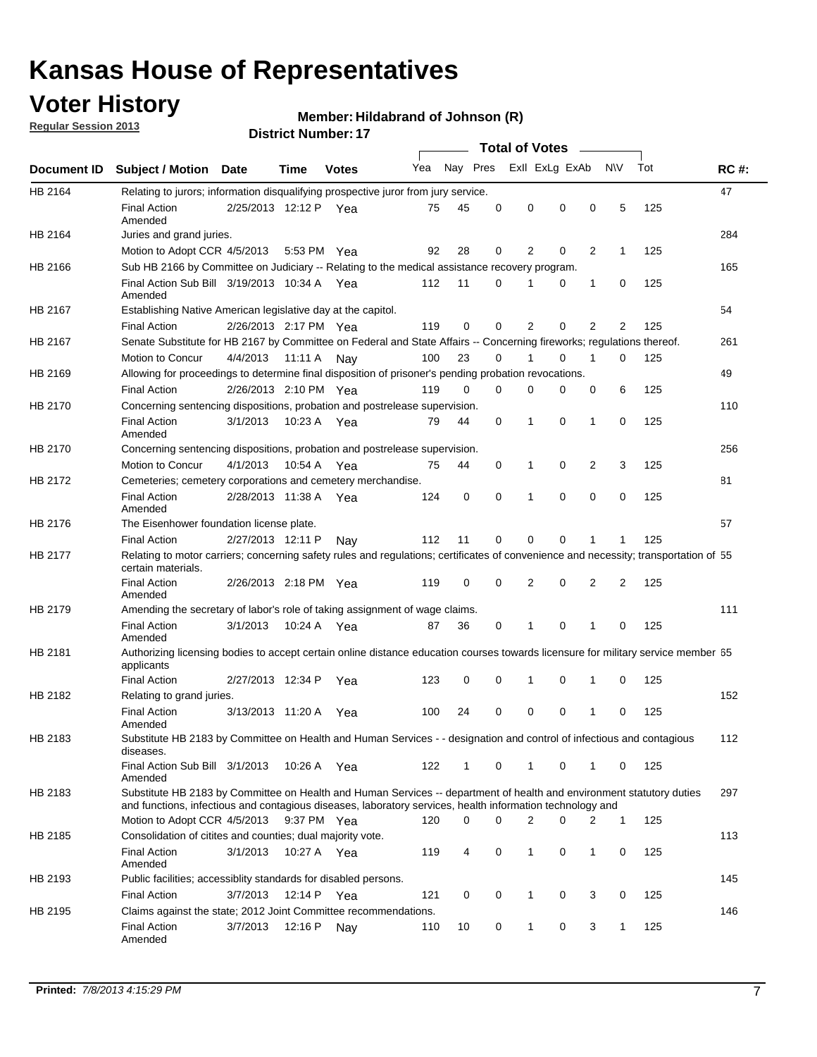# Kansas House of Representatives

## Voter History

**Regular Session 2013**

**Member: Hildabrand of Johnson (R)**

**District Number: 17**

| Document ID | Subject / Motion | Date | Time | Votes | Yea | Nay | Pres | ExII | ExLg | ExAb | N\V | Tot | RC #: |
|---|---|---|---|---|---|---|---|---|---|---|---|---|---|
| HB 2164 | Relating to jurors; information disqualifying prospective juror from jury service. | | | | | | | | | | | | 47 |
| | Final Action Amended | 2/25/2013 | 12:12 P | Yea | 75 | 45 | 0 | 0 | 0 | 0 | 5 | 125 | |
| HB 2164 | Juries and grand juries. | | | | | | | | | | | | 284 |
| | Motion to Adopt CCR | 4/5/2013 | 5:53 PM | Yea | 92 | 28 | 0 | 2 | 0 | 2 | 1 | 125 | |
| HB 2166 | Sub HB 2166 by Committee on Judiciary -- Relating to the medical assistance recovery program. | | | | | | | | | | | | 165 |
| | Final Action Sub Bill Amended | 3/19/2013 | 10:34 A | Yea | 112 | 11 | 0 | 1 | 0 | 1 | 0 | 125 | |
| HB 2167 | Establishing Native American legislative day at the capitol. | | | | | | | | | | | | 54 |
| | Final Action | 2/26/2013 | 2:17 PM | Yea | 119 | 0 | 0 | 2 | 0 | 2 | 2 | 125 | |
| HB 2167 | Senate Substitute for HB 2167 by Committee on Federal and State Affairs -- Concerning fireworks; regulations thereof. | | | | | | | | | | | | 261 |
| | Motion to Concur | 4/4/2013 | 11:11 A | Nay | 100 | 23 | 0 | 1 | 0 | 1 | 0 | 125 | |
| HB 2169 | Allowing for proceedings to determine final disposition of prisoner's pending probation revocations. | | | | | | | | | | | | 49 |
| | Final Action | 2/26/2013 | 2:10 PM | Yea | 119 | 0 | 0 | 0 | 0 | 0 | 6 | 125 | |
| HB 2170 | Concerning sentencing dispositions, probation and postrelease supervision. | | | | | | | | | | | | 110 |
| | Final Action Amended | 3/1/2013 | 10:23 A | Yea | 79 | 44 | 0 | 1 | 0 | 1 | 0 | 125 | |
| HB 2170 | Concerning sentencing dispositions, probation and postrelease supervision. | | | | | | | | | | | | 256 |
| | Motion to Concur | 4/1/2013 | 10:54 A | Yea | 75 | 44 | 0 | 1 | 0 | 2 | 3 | 125 | |
| HB 2172 | Cemeteries; cemetery corporations and cemetery merchandise. | | | | | | | | | | | | 81 |
| | Final Action Amended | 2/28/2013 | 11:38 A | Yea | 124 | 0 | 0 | 1 | 0 | 0 | 0 | 125 | |
| HB 2176 | The Eisenhower foundation license plate. | | | | | | | | | | | | 57 |
| | Final Action | 2/27/2013 | 12:11 P | Nay | 112 | 11 | 0 | 0 | 0 | 1 | 1 | 125 | |
| HB 2177 | Relating to motor carriers; concerning safety rules and regulations; certificates of convenience and necessity; transportation of certain materials. | | | | | | | | | | | | 55 |
| | Final Action Amended | 2/26/2013 | 2:18 PM | Yea | 119 | 0 | 0 | 2 | 0 | 2 | 2 | 125 | |
| HB 2179 | Amending the secretary of labor's role of taking assignment of wage claims. | | | | | | | | | | | | 111 |
| | Final Action Amended | 3/1/2013 | 10:24 A | Yea | 87 | 36 | 0 | 1 | 0 | 1 | 0 | 125 | |
| HB 2181 | Authorizing licensing bodies to accept certain online distance education courses towards licensure for military service member applicants | | | | | | | | | | | | 65 |
| | Final Action | 2/27/2013 | 12:34 P | Yea | 123 | 0 | 0 | 1 | 0 | 1 | 0 | 125 | |
| HB 2182 | Relating to grand juries. | | | | | | | | | | | | 152 |
| | Final Action Amended | 3/13/2013 | 11:20 A | Yea | 100 | 24 | 0 | 0 | 0 | 1 | 0 | 125 | |
| HB 2183 | Substitute HB 2183 by Committee on Health and Human Services - - designation and control of infectious and contagious diseases. | | | | | | | | | | | | 112 |
| | Final Action Sub Bill Amended | 3/1/2013 | 10:26 A | Yea | 122 | 1 | 0 | 1 | 0 | 1 | 0 | 125 | |
| HB 2183 | Substitute HB 2183 by Committee on Health and Human Services -- department of health and environment statutory duties and functions, infectious and contagious diseases, laboratory services, health information technology and | | | | | | | | | | | | 297 |
| | Motion to Adopt CCR | 4/5/2013 | 9:37 PM | Yea | 120 | 0 | 0 | 2 | 0 | 2 | 1 | 125 | |
| HB 2185 | Consolidation of citites and counties; dual majority vote. | | | | | | | | | | | | 113 |
| | Final Action Amended | 3/1/2013 | 10:27 A | Yea | 119 | 4 | 0 | 1 | 0 | 1 | 0 | 125 | |
| HB 2193 | Public facilities; accessiblity standards for disabled persons. | | | | | | | | | | | | 145 |
| | Final Action | 3/7/2013 | 12:14 P | Yea | 121 | 0 | 0 | 1 | 0 | 3 | 0 | 125 | |
| HB 2195 | Claims against the state; 2012 Joint Committee recommendations. | | | | | | | | | | | | 146 |
| | Final Action Amended | 3/7/2013 | 12:16 P | Nay | 110 | 10 | 0 | 1 | 0 | 3 | 1 | 125 | |

**Printed:** *7/8/2013 4:15:29 PM*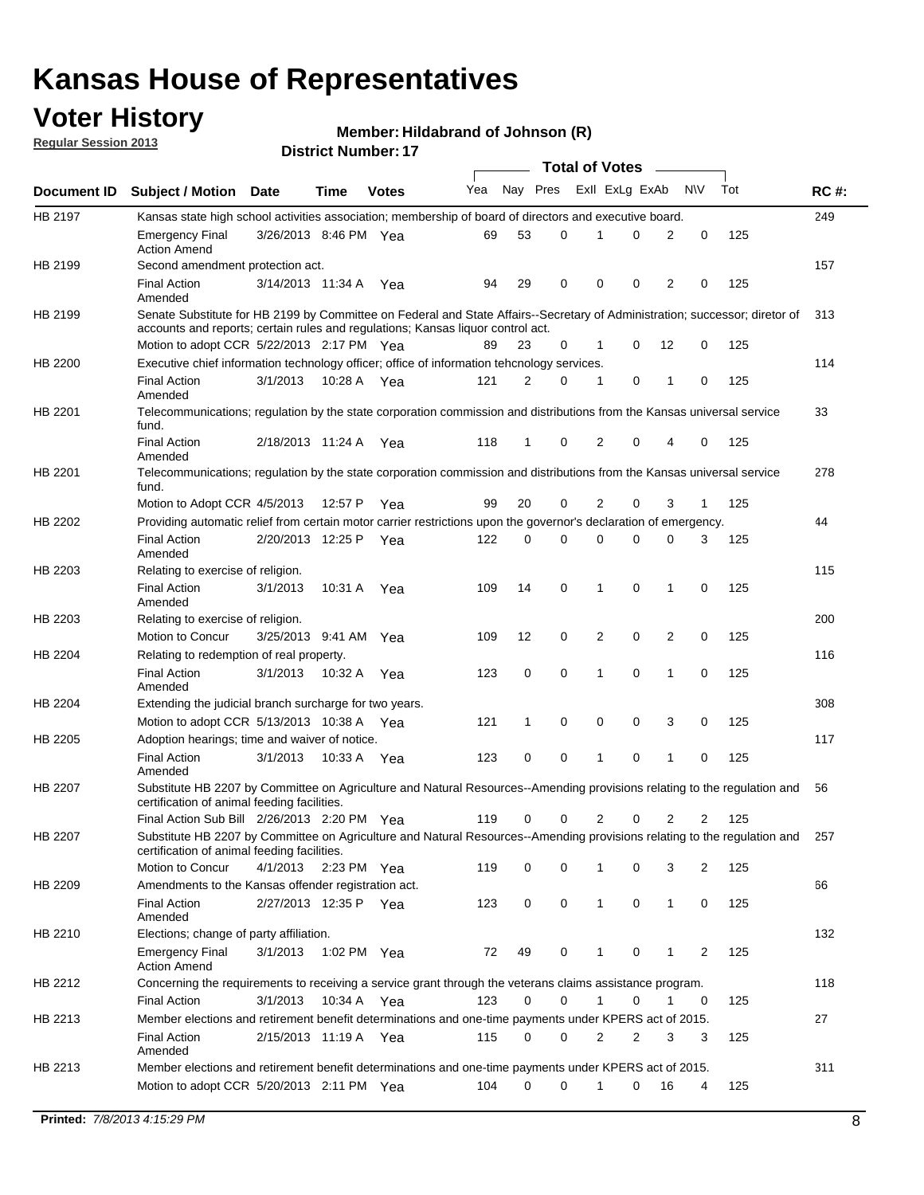# Kansas House of Representatives

## Voter History

**Regular Session 2013**

**Member: Hildabrand of Johnson (R)**

**District Number: 17**

| Document ID | Subject / Motion | Date | Time | Votes | Yea | Nay | Pres | ExII | ExLg | ExAb | N\V | Tot | RC #: |
|---|---|---|---|---|---|---|---|---|---|---|---|---|---|
| HB 2197 | Kansas state high school activities association; membership of board of directors and executive board. | | | | | | | | | | | | 249 |
| | Emergency Final Action Amend | 3/26/2013 | 8:46 PM | Yea | 69 | 53 | 0 | 1 | 0 | 2 | 0 | 125 | |
| HB 2199 | Second amendment protection act. | | | | | | | | | | | | 157 |
| | Final Action Amended | 3/14/2013 | 11:34 A | Yea | 94 | 29 | 0 | 0 | 0 | 2 | 0 | 125 | |
| HB 2199 | Senate Substitute for HB 2199 by Committee on Federal and State Affairs--Secretary of Administration; successor; diretor of accounts and reports; certain rules and regulations; Kansas liquor control act. | | | | | | | | | | | | 313 |
| | Motion to adopt CCR | 5/22/2013 | 2:17 PM | Yea | 89 | 23 | 0 | 1 | 0 | 12 | 0 | 125 | |
| HB 2200 | Executive chief information technology officer; office of information tehcnology services. | | | | | | | | | | | | 114 |
| | Final Action Amended | 3/1/2013 | 10:28 A | Yea | 121 | 2 | 0 | 1 | 0 | 1 | 0 | 125 | |
| HB 2201 | Telecommunications; regulation by the state corporation commission and distributions from the Kansas universal service fund. | | | | | | | | | | | | 33 |
| | Final Action Amended | 2/18/2013 | 11:24 A | Yea | 118 | 1 | 0 | 2 | 0 | 4 | 0 | 125 | |
| HB 2201 | Telecommunications; regulation by the state corporation commission and distributions from the Kansas universal service fund. | | | | | | | | | | | | 278 |
| | Motion to Adopt CCR | 4/5/2013 | 12:57 P | Yea | 99 | 20 | 0 | 2 | 0 | 3 | 1 | 125 | |
| HB 2202 | Providing automatic relief from certain motor carrier restrictions upon the governor's declaration of emergency. | | | | | | | | | | | | 44 |
| | Final Action Amended | 2/20/2013 | 12:25 P | Yea | 122 | 0 | 0 | 0 | 0 | 0 | 3 | 125 | |
| HB 2203 | Relating to exercise of religion. | | | | | | | | | | | | 115 |
| | Final Action Amended | 3/1/2013 | 10:31 A | Yea | 109 | 14 | 0 | 1 | 0 | 1 | 0 | 125 | |
| HB 2203 | Relating to exercise of religion. | | | | | | | | | | | | 200 |
| | Motion to Concur | 3/25/2013 | 9:41 AM | Yea | 109 | 12 | 0 | 2 | 0 | 2 | 0 | 125 | |
| HB 2204 | Relating to redemption of real property. | | | | | | | | | | | | 116 |
| | Final Action Amended | 3/1/2013 | 10:32 A | Yea | 123 | 0 | 0 | 1 | 0 | 1 | 0 | 125 | |
| HB 2204 | Extending the judicial branch surcharge for two years. | | | | | | | | | | | | 308 |
| | Motion to adopt CCR | 5/13/2013 | 10:38 A | Yea | 121 | 1 | 0 | 0 | 0 | 3 | 0 | 125 | |
| HB 2205 | Adoption hearings; time and waiver of notice. | | | | | | | | | | | | 117 |
| | Final Action Amended | 3/1/2013 | 10:33 A | Yea | 123 | 0 | 0 | 1 | 0 | 1 | 0 | 125 | |
| HB 2207 | Substitute HB 2207 by Committee on Agriculture and Natural Resources--Amending provisions relating to the regulation and certification of animal feeding facilities. | | | | | | | | | | | | 56 |
| | Final Action Sub Bill | 2/26/2013 | 2:20 PM | Yea | 119 | 0 | 0 | 2 | 0 | 2 | 2 | 125 | |
| HB 2207 | Substitute HB 2207 by Committee on Agriculture and Natural Resources--Amending provisions relating to the regulation and certification of animal feeding facilities. | | | | | | | | | | | | 257 |
| | Motion to Concur | 4/1/2013 | 2:23 PM | Yea | 119 | 0 | 0 | 1 | 0 | 3 | 2 | 125 | |
| HB 2209 | Amendments to the Kansas offender registration act. | | | | | | | | | | | | 66 |
| | Final Action Amended | 2/27/2013 | 12:35 P | Yea | 123 | 0 | 0 | 1 | 0 | 1 | 0 | 125 | |
| HB 2210 | Elections; change of party affiliation. | | | | | | | | | | | | 132 |
| | Emergency Final Action Amend | 3/1/2013 | 1:02 PM | Yea | 72 | 49 | 0 | 1 | 0 | 1 | 2 | 125 | |
| HB 2212 | Concerning the requirements to receiving a service grant through the veterans claims assistance program. | | | | | | | | | | | | 118 |
| | Final Action | 3/1/2013 | 10:34 A | Yea | 123 | 0 | 0 | 1 | 0 | 1 | 0 | 125 | |
| HB 2213 | Member elections and retirement benefit determinations and one-time payments under KPERS act of 2015. | | | | | | | | | | | | 27 |
| | Final Action Amended | 2/15/2013 | 11:19 A | Yea | 115 | 0 | 0 | 2 | 2 | 3 | 3 | 125 | |
| HB 2213 | Member elections and retirement benefit determinations and one-time payments under KPERS act of 2015. | | | | | | | | | | | | 311 |
| | Motion to adopt CCR | 5/20/2013 | 2:11 PM | Yea | 104 | 0 | 0 | 1 | 0 | 16 | 4 | 125 | |

**Printed:** *7/8/2013 4:15:29 PM*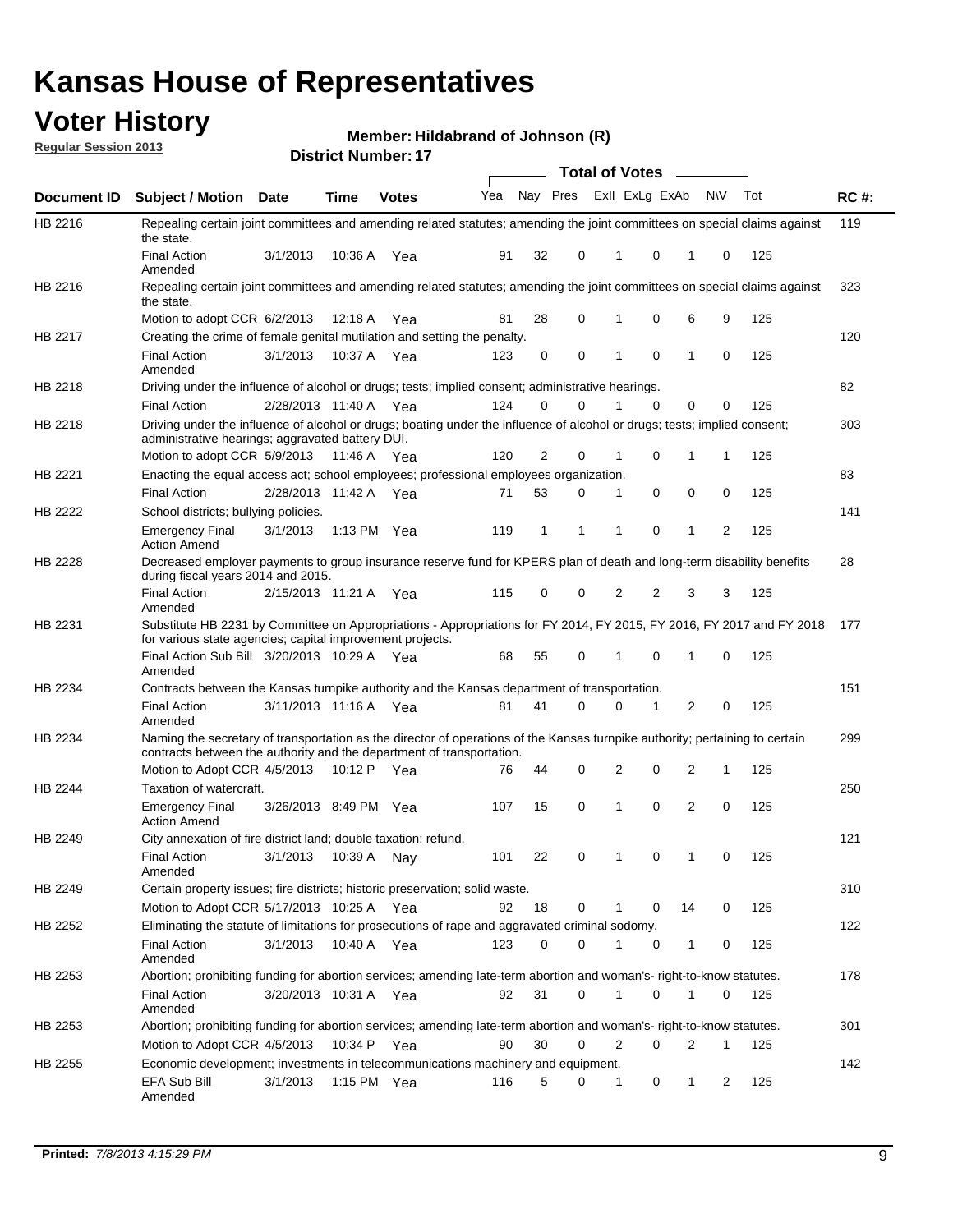# Kansas House of Representatives

## Voter History

**Regular Session 2013**

**Member: Hildabrand of Johnson (R)**

**District Number: 17**

| Document ID | Subject / Motion | Date | Time | Votes | Yea | Nay | Pres | ExII | ExLg | ExAb | N\V | Tot | RC #: |
|---|---|---|---|---|---|---|---|---|---|---|---|---|---|
| HB 2216 | Repealing certain joint committees and amending related statutes; amending the joint committees on special claims against the state. | | | | | | | | | | | | 119 |
| | Final Action Amended | 3/1/2013 | 10:36 A | Yea | 91 | 32 | 0 | 1 | 0 | 1 | 0 | 125 | |
| HB 2216 | Repealing certain joint committees and amending related statutes; amending the joint committees on special claims against the state. | | | | | | | | | | | | 323 |
| | Motion to adopt CCR | 6/2/2013 | 12:18 A | Yea | 81 | 28 | 0 | 1 | 0 | 6 | 9 | 125 | |
| HB 2217 | Creating the crime of female genital mutilation and setting the penalty. | | | | | | | | | | | | 120 |
| | Final Action Amended | 3/1/2013 | 10:37 A | Yea | 123 | 0 | 0 | 1 | 0 | 1 | 0 | 125 | |
| HB 2218 | Driving under the influence of alcohol or drugs; tests; implied consent; administrative hearings. | | | | | | | | | | | | 82 |
| | Final Action | 2/28/2013 | 11:40 A | Yea | 124 | 0 | 0 | 1 | 0 | 0 | 0 | 125 | |
| HB 2218 | Driving under the influence of alcohol or drugs; boating under the influence of alcohol or drugs; tests; implied consent; administrative hearings; aggravated battery DUI. | | | | | | | | | | | | 303 |
| | Motion to adopt CCR | 5/9/2013 | 11:46 A | Yea | 120 | 2 | 0 | 1 | 0 | 1 | 1 | 125 | |
| HB 2221 | Enacting the equal access act; school employees; professional employees organization. | | | | | | | | | | | | 83 |
| | Final Action | 2/28/2013 | 11:42 A | Yea | 71 | 53 | 0 | 1 | 0 | 0 | 0 | 125 | |
| HB 2222 | School districts; bullying policies. | | | | | | | | | | | | 141 |
| | Emergency Final Action Amend | 3/1/2013 | 1:13 PM | Yea | 119 | 1 | 1 | 1 | 0 | 1 | 2 | 125 | |
| HB 2228 | Decreased employer payments to group insurance reserve fund for KPERS plan of death and long-term disability benefits during fiscal years 2014 and 2015. | | | | | | | | | | | | 28 |
| | Final Action Amended | 2/15/2013 | 11:21 A | Yea | 115 | 0 | 0 | 2 | 2 | 3 | 3 | 125 | |
| HB 2231 | Substitute HB 2231 by Committee on Appropriations - Appropriations for FY 2014, FY 2015, FY 2016, FY 2017 and FY 2018 for various state agencies; capital improvement projects. | | | | | | | | | | | | 177 |
| | Final Action Sub Bill Amended | 3/20/2013 | 10:29 A | Yea | 68 | 55 | 0 | 1 | 0 | 1 | 0 | 125 | |
| HB 2234 | Contracts between the Kansas turnpike authority and the Kansas department of transportation. | | | | | | | | | | | | 151 |
| | Final Action Amended | 3/11/2013 | 11:16 A | Yea | 81 | 41 | 0 | 0 | 1 | 2 | 0 | 125 | |
| HB 2234 | Naming the secretary of transportation as the director of operations of the Kansas turnpike authority; pertaining to certain contracts between the authority and the department of transportation. | | | | | | | | | | | | 299 |
| | Motion to Adopt CCR | 4/5/2013 | 10:12 P | Yea | 76 | 44 | 0 | 2 | 0 | 2 | 1 | 125 | |
| HB 2244 | Taxation of watercraft. | | | | | | | | | | | | 250 |
| | Emergency Final Action Amend | 3/26/2013 | 8:49 PM | Yea | 107 | 15 | 0 | 1 | 0 | 2 | 0 | 125 | |
| HB 2249 | City annexation of fire district land; double taxation; refund. | | | | | | | | | | | | 121 |
| | Final Action Amended | 3/1/2013 | 10:39 A | Nay | 101 | 22 | 0 | 1 | 0 | 1 | 0 | 125 | |
| HB 2249 | Certain property issues; fire districts; historic preservation; solid waste. | | | | | | | | | | | | 310 |
| | Motion to Adopt CCR | 5/17/2013 | 10:25 A | Yea | 92 | 18 | 0 | 1 | 0 | 14 | 0 | 125 | |
| HB 2252 | Eliminating the statute of limitations for prosecutions of rape and aggravated criminal sodomy. | | | | | | | | | | | | 122 |
| | Final Action Amended | 3/1/2013 | 10:40 A | Yea | 123 | 0 | 0 | 1 | 0 | 1 | 0 | 125 | |
| HB 2253 | Abortion; prohibiting funding for abortion services; amending late-term abortion and woman's- right-to-know statutes. | | | | | | | | | | | | 178 |
| | Final Action Amended | 3/20/2013 | 10:31 A | Yea | 92 | 31 | 0 | 1 | 0 | 1 | 0 | 125 | |
| HB 2253 | Abortion; prohibiting funding for abortion services; amending late-term abortion and woman's- right-to-know statutes. | | | | | | | | | | | | 301 |
| | Motion to Adopt CCR | 4/5/2013 | 10:34 P | Yea | 90 | 30 | 0 | 2 | 0 | 2 | 1 | 125 | |
| HB 2255 | Economic development; investments in telecommunications machinery and equipment. | | | | | | | | | | | | 142 |
| | EFA Sub Bill Amended | 3/1/2013 | 1:15 PM | Yea | 116 | 5 | 0 | 1 | 0 | 1 | 2 | 125 | |

**Printed:** 7/8/2013 4:15:29 PM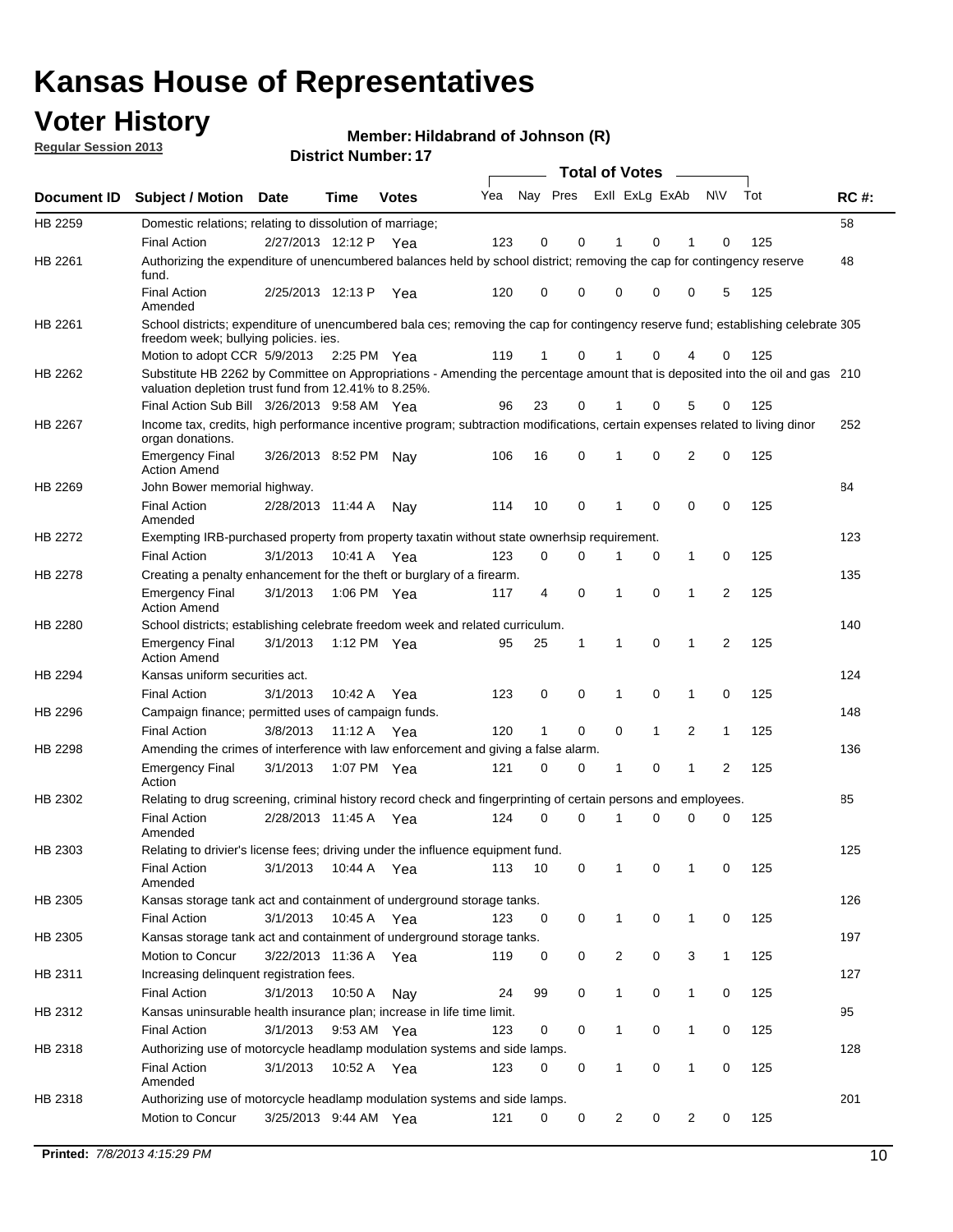# Kansas House of Representatives

## Voter History

**Regular Session 2013**

**Member: Hildabrand of Johnson (R)**

**District Number: 17**

| Document ID | Subject / Motion | Date | Time | Votes | Yea | Nay | Pres | ExII | ExLg | ExAb | N\V | Tot | RC #: |
|---|---|---|---|---|---|---|---|---|---|---|---|---|---|
| HB 2259 | Domestic relations; relating to dissolution of marriage; | | | | | | | | | | | | 58 |
| | Final Action | 2/27/2013 | 12:12 P | Yea | 123 | 0 | 0 | 1 | 0 | 1 | 0 | 125 | |
| HB 2261 | Authorizing the expenditure of unencumbered balances held by school district; removing the cap for contingency reserve fund. | | | | | | | | | | | | 48 |
| | Final Action Amended | 2/25/2013 | 12:13 P | Yea | 120 | 0 | 0 | 0 | 0 | 0 | 5 | 125 | |
| HB 2261 | School districts; expenditure of unencumbered bala ces; removing the cap for contingency reserve fund; establishing celebrate freedom week; bullying policies. ies. | | | | | | | | | | | | 305 |
| | Motion to adopt CCR | 5/9/2013 | 2:25 PM | Yea | 119 | 1 | 0 | 1 | 0 | 4 | 0 | 125 | |
| HB 2262 | Substitute HB 2262 by Committee on Appropriations - Amending the percentage amount that is deposited into the oil and gas valuation depletion trust fund from 12.41% to 8.25%. | | | | | | | | | | | | 210 |
| | Final Action Sub Bill | 3/26/2013 | 9:58 AM | Yea | 96 | 23 | 0 | 1 | 0 | 5 | 0 | 125 | |
| HB 2267 | Income tax, credits, high performance incentive program; subtraction modifications, certain expenses related to living dinor organ donations. | | | | | | | | | | | | 252 |
| | Emergency Final Action Amend | 3/26/2013 | 8:52 PM | Nay | 106 | 16 | 0 | 1 | 0 | 2 | 0 | 125 | |
| HB 2269 | John Bower memorial highway. | | | | | | | | | | | | 84 |
| | Final Action Amended | 2/28/2013 | 11:44 A | Nay | 114 | 10 | 0 | 1 | 0 | 0 | 0 | 125 | |
| HB 2272 | Exempting IRB-purchased property from property taxatin without state ownerhsip requirement. | | | | | | | | | | | | 123 |
| | Final Action | 3/1/2013 | 10:41 A | Yea | 123 | 0 | 0 | 1 | 0 | 1 | 0 | 125 | |
| HB 2278 | Creating a penalty enhancement for the theft or burglary of a firearm. | | | | | | | | | | | | 135 |
| | Emergency Final Action Amend | 3/1/2013 | 1:06 PM | Yea | 117 | 4 | 0 | 1 | 0 | 1 | 2 | 125 | |
| HB 2280 | School districts; establishing celebrate freedom week and related curriculum. | | | | | | | | | | | | 140 |
| | Emergency Final Action Amend | 3/1/2013 | 1:12 PM | Yea | 95 | 25 | 1 | 1 | 0 | 1 | 2 | 125 | |
| HB 2294 | Kansas uniform securities act. | | | | | | | | | | | | 124 |
| | Final Action | 3/1/2013 | 10:42 A | Yea | 123 | 0 | 0 | 1 | 0 | 1 | 0 | 125 | |
| HB 2296 | Campaign finance; permitted uses of campaign funds. | | | | | | | | | | | | 148 |
| | Final Action | 3/8/2013 | 11:12 A | Yea | 120 | 1 | 0 | 0 | 1 | 2 | 1 | 125 | |
| HB 2298 | Amending the crimes of interference with law enforcement and giving a false alarm. | | | | | | | | | | | | 136 |
| | Emergency Final Action | 3/1/2013 | 1:07 PM | Yea | 121 | 0 | 0 | 1 | 0 | 1 | 2 | 125 | |
| HB 2302 | Relating to drug screening, criminal history record check and fingerprinting of certain persons and employees. | | | | | | | | | | | | 85 |
| | Final Action Amended | 2/28/2013 | 11:45 A | Yea | 124 | 0 | 0 | 1 | 0 | 0 | 0 | 125 | |
| HB 2303 | Relating to drivier's license fees; driving under the influence equipment fund. | | | | | | | | | | | | 125 |
| | Final Action Amended | 3/1/2013 | 10:44 A | Yea | 113 | 10 | 0 | 1 | 0 | 1 | 0 | 125 | |
| HB 2305 | Kansas storage tank act and containment of underground storage tanks. | | | | | | | | | | | | 126 |
| | Final Action | 3/1/2013 | 10:45 A | Yea | 123 | 0 | 0 | 1 | 0 | 1 | 0 | 125 | |
| HB 2305 | Kansas storage tank act and containment of underground storage tanks. | | | | | | | | | | | | 197 |
| | Motion to Concur | 3/22/2013 | 11:36 A | Yea | 119 | 0 | 0 | 2 | 0 | 3 | 1 | 125 | |
| HB 2311 | Increasing delinquent registration fees. | | | | | | | | | | | | 127 |
| | Final Action | 3/1/2013 | 10:50 A | Nay | 24 | 99 | 0 | 1 | 0 | 1 | 0 | 125 | |
| HB 2312 | Kansas uninsurable health insurance plan; increase in life time limit. | | | | | | | | | | | | 95 |
| | Final Action | 3/1/2013 | 9:53 AM | Yea | 123 | 0 | 0 | 1 | 0 | 1 | 0 | 125 | |
| HB 2318 | Authorizing use of motorcycle headlamp modulation systems and side lamps. | | | | | | | | | | | | 128 |
| | Final Action Amended | 3/1/2013 | 10:52 A | Yea | 123 | 0 | 0 | 1 | 0 | 1 | 0 | 125 | |
| HB 2318 | Authorizing use of motorcycle headlamp modulation systems and side lamps. | | | | | | | | | | | | 201 |
| | Motion to Concur | 3/25/2013 | 9:44 AM | Yea | 121 | 0 | 0 | 2 | 0 | 2 | 0 | 125 | |

**Printed:** *7/8/2013 4:15:29 PM*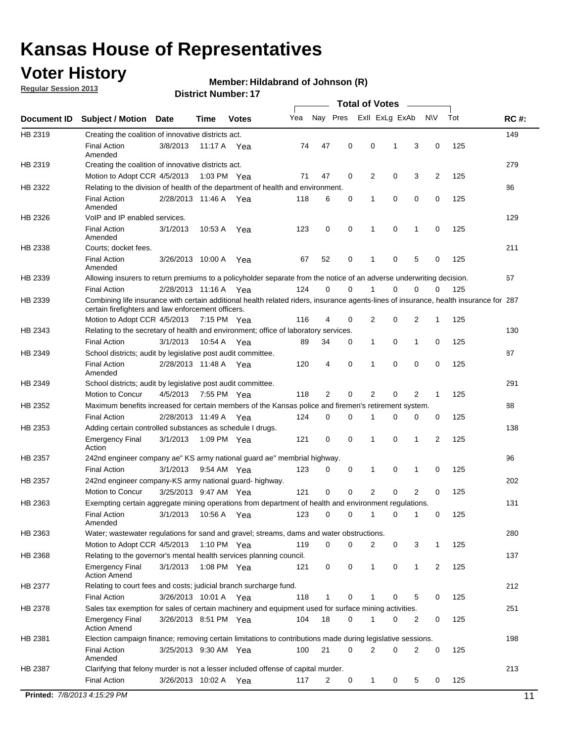# Kansas House of Representatives

## Voter History

**Regular Session 2013**

**Member: Hildabrand of Johnson (R)**

**District Number: 17**

| Document ID | Subject / Motion | Date | Time | Votes | Yea | Nay | Pres | ExII | ExLg | ExAb | N\V | Tot | RC #: |
|---|---|---|---|---|---|---|---|---|---|---|---|---|---|
| HB 2319 | Creating the coalition of innovative districts act. | | | | | | | | | | | | 149 |
| | Final Action Amended | 3/8/2013 | 11:17 A | Yea | 74 | 47 | 0 | 0 | 1 | 3 | 0 | 125 | |
| HB 2319 | Creating the coalition of innovative districts act. | | | | | | | | | | | | 279 |
| | Motion to Adopt CCR | 4/5/2013 | 1:03 PM | Yea | 71 | 47 | 0 | 2 | 0 | 3 | 2 | 125 | |
| HB 2322 | Relating to the division of health of the department of health and environment. | | | | | | | | | | | | 86 |
| | Final Action Amended | 2/28/2013 | 11:46 A | Yea | 118 | 6 | 0 | 1 | 0 | 0 | 0 | 125 | |
| HB 2326 | VoIP and IP enabled services. | | | | | | | | | | | | 129 |
| | Final Action Amended | 3/1/2013 | 10:53 A | Yea | 123 | 0 | 0 | 1 | 0 | 1 | 0 | 125 | |
| HB 2338 | Courts; docket fees. | | | | | | | | | | | | 211 |
| | Final Action Amended | 3/26/2013 | 10:00 A | Yea | 67 | 52 | 0 | 1 | 0 | 5 | 0 | 125 | |
| HB 2339 | Allowing insurers to return premiums to a policyholder separate from the notice of an adverse underwriting decision. | | | | | | | | | | | | 67 |
| | Final Action | 2/28/2013 | 11:16 A | Yea | 124 | 0 | 0 | 1 | 0 | 0 | 0 | 125 | |
| HB 2339 | Combining life insurance with certain additional health related riders, insurance agents-lines of insurance, health insurance for certain firefighters and law enforcement officers. | | | | | | | | | | | | 287 |
| | Motion to Adopt CCR | 4/5/2013 | 7:15 PM | Yea | 116 | 4 | 0 | 2 | 0 | 2 | 1 | 125 | |
| HB 2343 | Relating to the secretary of health and environment; office of laboratory services. | | | | | | | | | | | | 130 |
| | Final Action | 3/1/2013 | 10:54 A | Yea | 89 | 34 | 0 | 1 | 0 | 1 | 0 | 125 | |
| HB 2349 | School districts; audit by legislative post audit committee. | | | | | | | | | | | | 87 |
| | Final Action Amended | 2/28/2013 | 11:48 A | Yea | 120 | 4 | 0 | 1 | 0 | 0 | 0 | 125 | |
| HB 2349 | School districts; audit by legislative post audit committee. | | | | | | | | | | | | 291 |
| | Motion to Concur | 4/5/2013 | 7:55 PM | Yea | 118 | 2 | 0 | 2 | 0 | 2 | 1 | 125 | |
| HB 2352 | Maximum benefits increased for certain members of the Kansas police and firemen's retirement system. | | | | | | | | | | | | 88 |
| | Final Action | 2/28/2013 | 11:49 A | Yea | 124 | 0 | 0 | 1 | 0 | 0 | 0 | 125 | |
| HB 2353 | Adding certain controlled substances as schedule I drugs. | | | | | | | | | | | | 138 |
| | Emergency Final Action | 3/1/2013 | 1:09 PM | Yea | 121 | 0 | 0 | 1 | 0 | 1 | 2 | 125 | |
| HB 2357 | 242nd engineer company ae" KS army national guard ae" membrial highway. | | | | | | | | | | | | 96 |
| | Final Action | 3/1/2013 | 9:54 AM | Yea | 123 | 0 | 0 | 1 | 0 | 1 | 0 | 125 | |
| HB 2357 | 242nd engineer company-KS army national guard- highway. | | | | | | | | | | | | 202 |
| | Motion to Concur | 3/25/2013 | 9:47 AM | Yea | 121 | 0 | 0 | 2 | 0 | 2 | 0 | 125 | |
| HB 2363 | Exempting certain aggregate mining operations from department of health and environment regulations. | | | | | | | | | | | | 131 |
| | Final Action Amended | 3/1/2013 | 10:56 A | Yea | 123 | 0 | 0 | 1 | 0 | 1 | 0 | 125 | |
| HB 2363 | Water; wastewater regulations for sand and gravel; streams, dams and water obstructions. | | | | | | | | | | | | 280 |
| | Motion to Adopt CCR | 4/5/2013 | 1:10 PM | Yea | 119 | 0 | 0 | 2 | 0 | 3 | 1 | 125 | |
| HB 2368 | Relating to the governor's mental health services planning council. | | | | | | | | | | | | 137 |
| | Emergency Final Action Amend | 3/1/2013 | 1:08 PM | Yea | 121 | 0 | 0 | 1 | 0 | 1 | 2 | 125 | |
| HB 2377 | Relating to court fees and costs; judicial branch surcharge fund. | | | | | | | | | | | | 212 |
| | Final Action | 3/26/2013 | 10:01 A | Yea | 118 | 1 | 0 | 1 | 0 | 5 | 0 | 125 | |
| HB 2378 | Sales tax exemption for sales of certain machinery and equipment used for surface mining activities. | | | | | | | | | | | | 251 |
| | Emergency Final Action Amend | 3/26/2013 | 8:51 PM | Yea | 104 | 18 | 0 | 1 | 0 | 2 | 0 | 125 | |
| HB 2381 | Election campaign finance; removing certain limitations to contributions made during legislative sessions. | | | | | | | | | | | | 198 |
| | Final Action Amended | 3/25/2013 | 9:30 AM | Yea | 100 | 21 | 0 | 2 | 0 | 2 | 0 | 125 | |
| HB 2387 | Clarifying that felony murder is not a lesser included offense of capital murder. | | | | | | | | | | | | 213 |
| | Final Action | 3/26/2013 | 10:02 A | Yea | 117 | 2 | 0 | 1 | 0 | 5 | 0 | 125 | |

**Printed:** *7/8/2013 4:15:29 PM*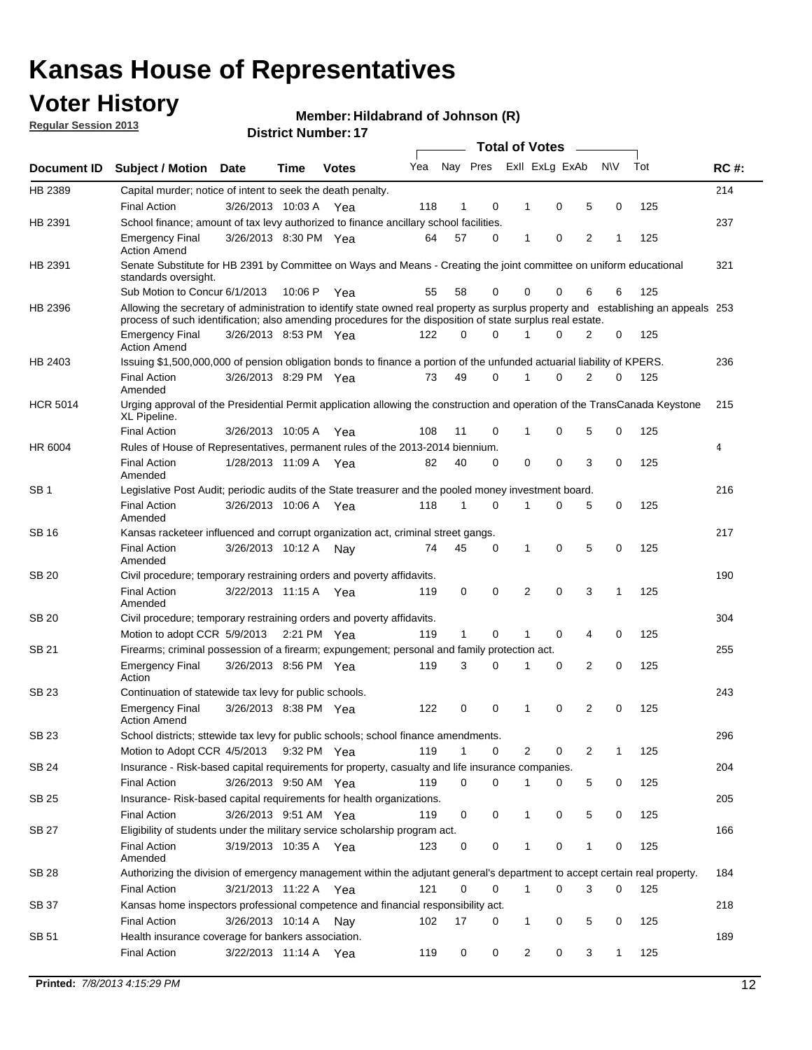# Kansas House of Representatives

## Voter History

**Regular Session 2013**

**Member: Hildabrand of Johnson (R)**

**District Number: 17**

| Document ID | Subject / Motion | Date | Time | Votes | Yea | Nay | Pres | ExII | ExLg | ExAb | N\V | Tot | RC #: |
|---|---|---|---|---|---|---|---|---|---|---|---|---|---|
| HB 2389 | Capital murder; notice of intent to seek the death penalty. | | | | | | | | | | | | 214 |
| | Final Action | 3/26/2013 | 10:03 A | Yea | 118 | 1 | 0 | 1 | 0 | 5 | 0 | 125 | |
| HB 2391 | School finance; amount of tax levy authorized to finance ancillary school facilities. | | | | | | | | | | | | 237 |
| | Emergency Final Action Amend | 3/26/2013 | 8:30 PM | Yea | 64 | 57 | 0 | 1 | 0 | 2 | 1 | 125 | |
| HB 2391 | Senate Substitute for HB 2391 by Committee on Ways and Means - Creating the joint committee on uniform educational standards oversight. | | | | | | | | | | | | 321 |
| | Sub Motion to Concur | 6/1/2013 | 10:06 P | Yea | 55 | 58 | 0 | 0 | 0 | 6 | 6 | 125 | |
| HB 2396 | Allowing the secretary of administration to identify state owned real property as surplus property and establishing an appeals process for such identification; also amending procedures for the disposition of state surplus real estate. | | | | | | | | | | | | 253 |
| | Emergency Final Action Amend | 3/26/2013 | 8:53 PM | Yea | 122 | 0 | 0 | 1 | 0 | 2 | 0 | 125 | |
| HB 2403 | Issuing $1,500,000,000 of pension obligation bonds to finance a portion of the unfunded actuarial liability of KPERS. | | | | | | | | | | | | 236 |
| | Final Action Amended | 3/26/2013 | 8:29 PM | Yea | 73 | 49 | 0 | 1 | 0 | 2 | 0 | 125 | |
| HCR 5014 | Urging approval of the Presidential Permit application allowing the construction and operation of the TransCanada Keystone XL Pipeline. | | | | | | | | | | | | 215 |
| | Final Action | 3/26/2013 | 10:05 A | Yea | 108 | 11 | 0 | 1 | 0 | 5 | 0 | 125 | |
| HR 6004 | Rules of House of Representatives, permanent rules of the 2013-2014 biennium. | | | | | | | | | | | | 4 |
| | Final Action Amended | 1/28/2013 | 11:09 A | Yea | 82 | 40 | 0 | 0 | 0 | 3 | 0 | 125 | |
| SB 1 | Legislative Post Audit; periodic audits of the State treasurer and the pooled money investment board. | | | | | | | | | | | | 216 |
| | Final Action Amended | 3/26/2013 | 10:06 A | Yea | 118 | 1 | 0 | 1 | 0 | 5 | 0 | 125 | |
| SB 16 | Kansas racketeer influenced and corrupt organization act, criminal street gangs. | | | | | | | | | | | | 217 |
| | Final Action Amended | 3/26/2013 | 10:12 A | Nay | 74 | 45 | 0 | 1 | 0 | 5 | 0 | 125 | |
| SB 20 | Civil procedure; temporary restraining orders and poverty affidavits. | | | | | | | | | | | | 190 |
| | Final Action Amended | 3/22/2013 | 11:15 A | Yea | 119 | 0 | 0 | 2 | 0 | 3 | 1 | 125 | |
| SB 20 | Civil procedure; temporary restraining orders and poverty affidavits. | | | | | | | | | | | | 304 |
| | Motion to adopt CCR | 5/9/2013 | 2:21 PM | Yea | 119 | 1 | 0 | 1 | 0 | 4 | 0 | 125 | |
| SB 21 | Firearms; criminal possession of a firearm; expungement; personal and family protection act. | | | | | | | | | | | | 255 |
| | Emergency Final Action | 3/26/2013 | 8:56 PM | Yea | 119 | 3 | 0 | 1 | 0 | 2 | 0 | 125 | |
| SB 23 | Continuation of statewide tax levy for public schools. | | | | | | | | | | | | 243 |
| | Emergency Final Action Amend | 3/26/2013 | 8:38 PM | Yea | 122 | 0 | 0 | 1 | 0 | 2 | 0 | 125 | |
| SB 23 | School districts; sttewide tax levy for public schools; school finance amendments. | | | | | | | | | | | | 296 |
| | Motion to Adopt CCR | 4/5/2013 | 9:32 PM | Yea | 119 | 1 | 0 | 2 | 0 | 2 | 1 | 125 | |
| SB 24 | Insurance - Risk-based capital requirements for property, casualty and life insurance companies. | | | | | | | | | | | | 204 |
| | Final Action | 3/26/2013 | 9:50 AM | Yea | 119 | 0 | 0 | 1 | 0 | 5 | 0 | 125 | |
| SB 25 | Insurance- Risk-based capital requirements for health organizations. | | | | | | | | | | | | 205 |
| | Final Action | 3/26/2013 | 9:51 AM | Yea | 119 | 0 | 0 | 1 | 0 | 5 | 0 | 125 | |
| SB 27 | Eligibility of students under the military service scholarship program act. | | | | | | | | | | | | 166 |
| | Final Action Amended | 3/19/2013 | 10:35 A | Yea | 123 | 0 | 0 | 1 | 0 | 1 | 0 | 125 | |
| SB 28 | Authorizing the division of emergency management within the adjutant general's department to accept certain real property. | | | | | | | | | | | | 184 |
| | Final Action | 3/21/2013 | 11:22 A | Yea | 121 | 0 | 0 | 1 | 0 | 3 | 0 | 125 | |
| SB 37 | Kansas home inspectors professional competence and financial responsibility act. | | | | | | | | | | | | 218 |
| | Final Action | 3/26/2013 | 10:14 A | Nay | 102 | 17 | 0 | 1 | 0 | 5 | 0 | 125 | |
| SB 51 | Health insurance coverage for bankers association. | | | | | | | | | | | | 189 |
| | Final Action | 3/22/2013 | 11:14 A | Yea | 119 | 0 | 0 | 2 | 0 | 3 | 1 | 125 | |

**Printed:** 7/8/2013 4:15:29 PM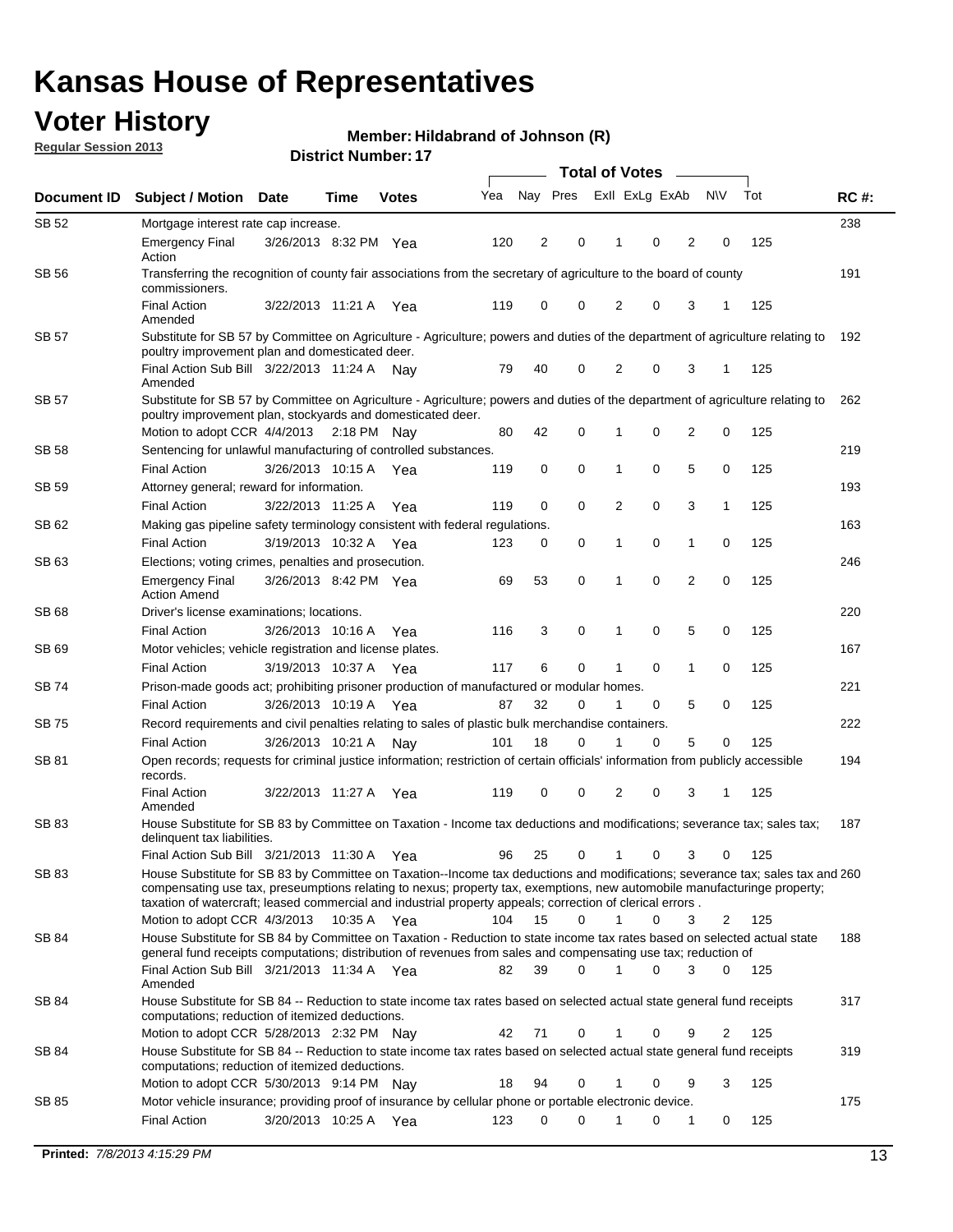# Kansas House of Representatives

## Voter History

**Regular Session 2013**

**Member: Hildabrand of Johnson (R)**

**District Number: 17**

| Document ID | Subject / Motion | Date | Time | Votes | Yea | Nay | Pres | ExII | ExLg | ExAb | N\V | Tot | RC #: |
|---|---|---|---|---|---|---|---|---|---|---|---|---|---|
| SB 52 | Mortgage interest rate cap increase. | | | | | | | | | | | | 238 |
| | Emergency Final Action | 3/26/2013 | 8:32 PM | Yea | 120 | 2 | 0 | 1 | 0 | 2 | 0 | 125 | |
| SB 56 | Transferring the recognition of county fair associations from the secretary of agriculture to the board of county commissioners. | | | | | | | | | | | | 191 |
| | Final Action Amended | 3/22/2013 | 11:21 A | Yea | 119 | 0 | 0 | 2 | 0 | 3 | 1 | 125 | |
| SB 57 | Substitute for SB 57 by Committee on Agriculture - Agriculture; powers and duties of the department of agriculture relating to poultry improvement plan and domesticated deer. | | | | | | | | | | | | 192 |
| | Final Action Sub Bill Amended | 3/22/2013 | 11:24 A | Nay | 79 | 40 | 0 | 2 | 0 | 3 | 1 | 125 | |
| SB 57 | Substitute for SB 57 by Committee on Agriculture - Agriculture; powers and duties of the department of agriculture relating to poultry improvement plan, stockyards and domesticated deer. | | | | | | | | | | | | 262 |
| | Motion to adopt CCR | 4/4/2013 | 2:18 PM | Nay | 80 | 42 | 0 | 1 | 0 | 2 | 0 | 125 | |
| SB 58 | Sentencing for unlawful manufacturing of controlled substances. | | | | | | | | | | | | 219 |
| | Final Action | 3/26/2013 | 10:15 A | Yea | 119 | 0 | 0 | 1 | 0 | 5 | 0 | 125 | |
| SB 59 | Attorney general; reward for information. | | | | | | | | | | | | 193 |
| | Final Action | 3/22/2013 | 11:25 A | Yea | 119 | 0 | 0 | 2 | 0 | 3 | 1 | 125 | |
| SB 62 | Making gas pipeline safety terminology consistent with federal regulations. | | | | | | | | | | | | 163 |
| | Final Action | 3/19/2013 | 10:32 A | Yea | 123 | 0 | 0 | 1 | 0 | 1 | 0 | 125 | |
| SB 63 | Elections; voting crimes, penalties and prosecution. | | | | | | | | | | | | 246 |
| | Emergency Final Action Amend | 3/26/2013 | 8:42 PM | Yea | 69 | 53 | 0 | 1 | 0 | 2 | 0 | 125 | |
| SB 68 | Driver's license examinations; locations. | | | | | | | | | | | | 220 |
| | Final Action | 3/26/2013 | 10:16 A | Yea | 116 | 3 | 0 | 1 | 0 | 5 | 0 | 125 | |
| SB 69 | Motor vehicles; vehicle registration and license plates. | | | | | | | | | | | | 167 |
| | Final Action | 3/19/2013 | 10:37 A | Yea | 117 | 6 | 0 | 1 | 0 | 1 | 0 | 125 | |
| SB 74 | Prison-made goods act; prohibiting prisoner production of manufactured or modular homes. | | | | | | | | | | | | 221 |
| | Final Action | 3/26/2013 | 10:19 A | Yea | 87 | 32 | 0 | 1 | 0 | 5 | 0 | 125 | |
| SB 75 | Record requirements and civil penalties relating to sales of plastic bulk merchandise containers. | | | | | | | | | | | | 222 |
| | Final Action | 3/26/2013 | 10:21 A | Nay | 101 | 18 | 0 | 1 | 0 | 5 | 0 | 125 | |
| SB 81 | Open records; requests for criminal justice information; restriction of certain officials' information from publicly accessible records. | | | | | | | | | | | | 194 |
| | Final Action Amended | 3/22/2013 | 11:27 A | Yea | 119 | 0 | 0 | 2 | 0 | 3 | 1 | 125 | |
| SB 83 | House Substitute for SB 83 by Committee on Taxation - Income tax deductions and modifications; severance tax; sales tax; delinquent tax liabilities. | | | | | | | | | | | | 187 |
| | Final Action Sub Bill | 3/21/2013 | 11:30 A | Yea | 96 | 25 | 0 | 1 | 0 | 3 | 0 | 125 | |
| SB 83 | House Substitute for SB 83 by Committee on Taxation--Income tax deductions and modifications; severance tax; sales tax and compensating use tax, preseumptions relating to nexus; property tax, exemptions, new automobile manufacturinge property; taxation of watercraft; leased commercial and industrial property appeals; correction of clerical errors . | | | | | | | | | | | | 260 |
| | Motion to adopt CCR | 4/3/2013 | 10:35 A | Yea | 104 | 15 | 0 | 1 | 0 | 3 | 2 | 125 | |
| SB 84 | House Substitute for SB 84 by Committee on Taxation - Reduction to state income tax rates based on selected actual state general fund receipts computations; distribution of revenues from sales and compensating use tax; reduction of | | | | | | | | | | | | 188 |
| | Final Action Sub Bill Amended | 3/21/2013 | 11:34 A | Yea | 82 | 39 | 0 | 1 | 0 | 3 | 0 | 125 | |
| SB 84 | House Substitute for SB 84 -- Reduction to state income tax rates based on selected actual state general fund receipts computations; reduction of itemized deductions. | | | | | | | | | | | | 317 |
| | Motion to adopt CCR | 5/28/2013 | 2:32 PM | Nay | 42 | 71 | 0 | 1 | 0 | 9 | 2 | 125 | |
| SB 84 | House Substitute for SB 84 -- Reduction to state income tax rates based on selected actual state general fund receipts computations; reduction of itemized deductions. | | | | | | | | | | | | 319 |
| | Motion to adopt CCR | 5/30/2013 | 9:14 PM | Nay | 18 | 94 | 0 | 1 | 0 | 9 | 3 | 125 | |
| SB 85 | Motor vehicle insurance; providing proof of insurance by cellular phone or portable electronic device. | | | | | | | | | | | | 175 |
| | Final Action | 3/20/2013 | 10:25 A | Yea | 123 | 0 | 0 | 1 | 0 | 1 | 0 | 125 | |

**Printed:** 7/8/2013 4:15:29 PM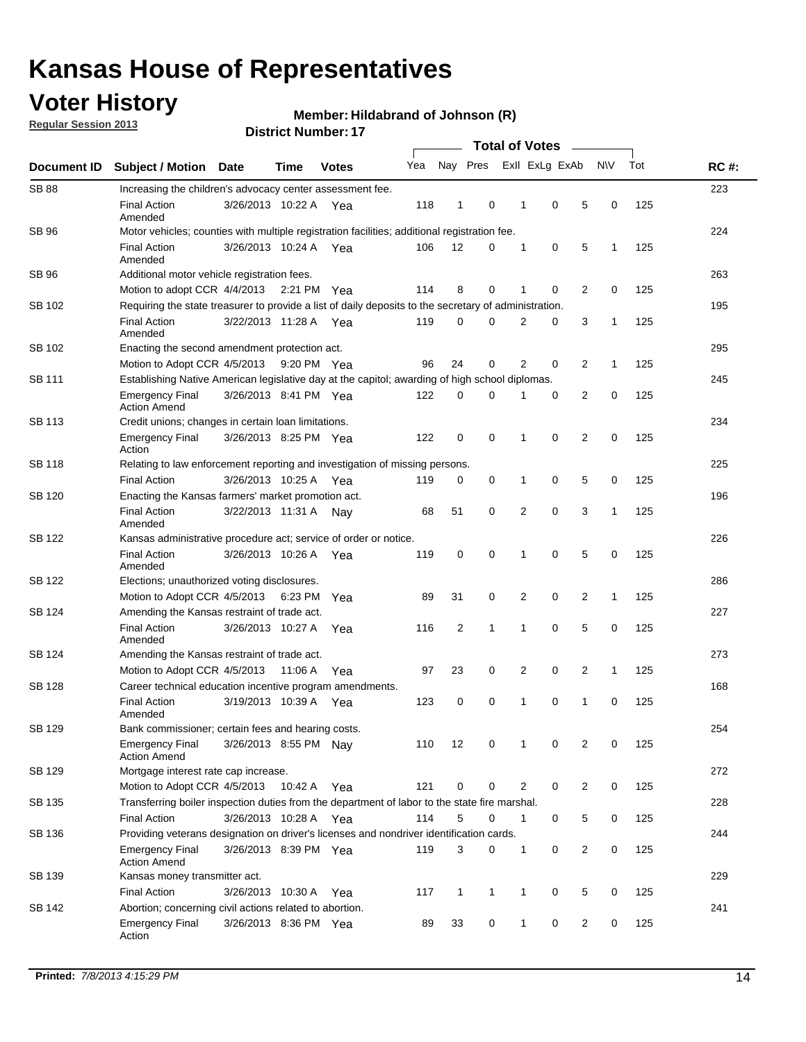# Kansas House of Representatives

## Voter History

**Regular Session 2013**

**Member: Hildabrand of Johnson (R)**

**District Number: 17**

| Document ID | Subject / Motion | Date | Time | Votes | Yea | Nay | Pres | ExII | ExLg | ExAb | N\V | Tot | RC #: |
|---|---|---|---|---|---|---|---|---|---|---|---|---|---|
| SB 88 | Increasing the children's advocacy center assessment fee. | | | | | | | | | | | | 223 |
| | Final Action Amended | 3/26/2013 | 10:22 A | Yea | 118 | 1 | 0 | 1 | 0 | 5 | 0 | 125 | |
| SB 96 | Motor vehicles; counties with multiple registration facilities; additional registration fee. | | | | | | | | | | | | 224 |
| | Final Action Amended | 3/26/2013 | 10:24 A | Yea | 106 | 12 | 0 | 1 | 0 | 5 | 1 | 125 | |
| SB 96 | Additional motor vehicle registration fees. | | | | | | | | | | | | 263 |
| | Motion to adopt CCR | 4/4/2013 | 2:21 PM | Yea | 114 | 8 | 0 | 1 | 0 | 2 | 0 | 125 | |
| SB 102 | Requiring the state treasurer to provide a list of daily deposits to the secretary of administration. | | | | | | | | | | | | 195 |
| | Final Action Amended | 3/22/2013 | 11:28 A | Yea | 119 | 0 | 0 | 2 | 0 | 3 | 1 | 125 | |
| SB 102 | Enacting the second amendment protection act. | | | | | | | | | | | | 295 |
| | Motion to Adopt CCR | 4/5/2013 | 9:20 PM | Yea | 96 | 24 | 0 | 2 | 0 | 2 | 1 | 125 | |
| SB 111 | Establishing Native American legislative day at the capitol; awarding of high school diplomas. | | | | | | | | | | | | 245 |
| | Emergency Final Action Amend | 3/26/2013 | 8:41 PM | Yea | 122 | 0 | 0 | 1 | 0 | 2 | 0 | 125 | |
| SB 113 | Credit unions; changes in certain loan limitations. | | | | | | | | | | | | 234 |
| | Emergency Final Action | 3/26/2013 | 8:25 PM | Yea | 122 | 0 | 0 | 1 | 0 | 2 | 0 | 125 | |
| SB 118 | Relating to law enforcement reporting and investigation of missing persons. | | | | | | | | | | | | 225 |
| | Final Action | 3/26/2013 | 10:25 A | Yea | 119 | 0 | 0 | 1 | 0 | 5 | 0 | 125 | |
| SB 120 | Enacting the Kansas farmers' market promotion act. | | | | | | | | | | | | 196 |
| | Final Action Amended | 3/22/2013 | 11:31 A | Nay | 68 | 51 | 0 | 2 | 0 | 3 | 1 | 125 | |
| SB 122 | Kansas administrative procedure act; service of order or notice. | | | | | | | | | | | | 226 |
| | Final Action Amended | 3/26/2013 | 10:26 A | Yea | 119 | 0 | 0 | 1 | 0 | 5 | 0 | 125 | |
| SB 122 | Elections; unauthorized voting disclosures. | | | | | | | | | | | | 286 |
| | Motion to Adopt CCR | 4/5/2013 | 6:23 PM | Yea | 89 | 31 | 0 | 2 | 0 | 2 | 1 | 125 | |
| SB 124 | Amending the Kansas restraint of trade act. | | | | | | | | | | | | 227 |
| | Final Action Amended | 3/26/2013 | 10:27 A | Yea | 116 | 2 | 1 | 1 | 0 | 5 | 0 | 125 | |
| SB 124 | Amending the Kansas restraint of trade act. | | | | | | | | | | | | 273 |
| | Motion to Adopt CCR | 4/5/2013 | 11:06 A | Yea | 97 | 23 | 0 | 2 | 0 | 2 | 1 | 125 | |
| SB 128 | Career technical education incentive program amendments. | | | | | | | | | | | | 168 |
| | Final Action Amended | 3/19/2013 | 10:39 A | Yea | 123 | 0 | 0 | 1 | 0 | 1 | 0 | 125 | |
| SB 129 | Bank commissioner; certain fees and hearing costs. | | | | | | | | | | | | 254 |
| | Emergency Final Action Amend | 3/26/2013 | 8:55 PM | Nay | 110 | 12 | 0 | 1 | 0 | 2 | 0 | 125 | |
| SB 129 | Mortgage interest rate cap increase. | | | | | | | | | | | | 272 |
| | Motion to Adopt CCR | 4/5/2013 | 10:42 A | Yea | 121 | 0 | 0 | 2 | 0 | 2 | 0 | 125 | |
| SB 135 | Transferring boiler inspection duties from the department of labor to the state fire marshal. | | | | | | | | | | | | 228 |
| | Final Action | 3/26/2013 | 10:28 A | Yea | 114 | 5 | 0 | 1 | 0 | 5 | 0 | 125 | |
| SB 136 | Providing veterans designation on driver's licenses and nondriver identification cards. | | | | | | | | | | | | 244 |
| | Emergency Final Action Amend | 3/26/2013 | 8:39 PM | Yea | 119 | 3 | 0 | 1 | 0 | 2 | 0 | 125 | |
| SB 139 | Kansas money transmitter act. | | | | | | | | | | | | 229 |
| | Final Action | 3/26/2013 | 10:30 A | Yea | 117 | 1 | 1 | 1 | 0 | 5 | 0 | 125 | |
| SB 142 | Abortion; concerning civil actions related to abortion. | | | | | | | | | | | | 241 |
| | Emergency Final Action | 3/26/2013 | 8:36 PM | Yea | 89 | 33 | 0 | 1 | 0 | 2 | 0 | 125 | |

**Printed:** *7/8/2013 4:15:29 PM*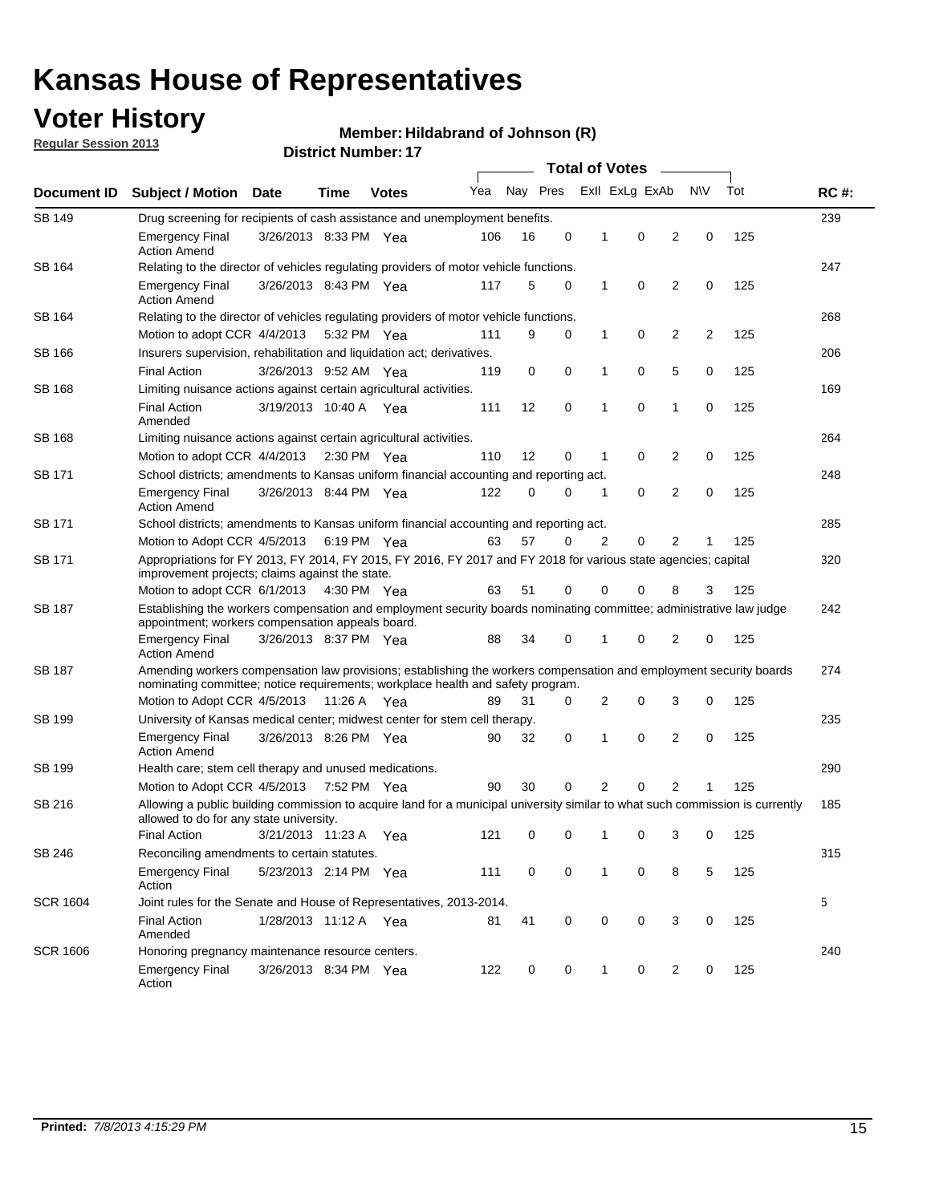# Kansas House of Representatives

## Voter History

**Regular Session 2013**

**Member: Hildabrand of Johnson (R)**

**District Number: 17**

| Document ID | Subject / Motion | Date | Time | Votes | Yea | Nay | Pres | ExII | ExLg | ExAb | N\V | Tot | RC #: |
|---|---|---|---|---|---|---|---|---|---|---|---|---|---|
| SB 149 | Drug screening for recipients of cash assistance and unemployment benefits. | | | | | | | | | | | | 239 |
| | Emergency Final Action Amend | 3/26/2013 | 8:33 PM | Yea | 106 | 16 | 0 | 1 | 0 | 2 | 0 | 125 | |
| SB 164 | Relating to the director of vehicles regulating providers of motor vehicle functions. | | | | | | | | | | | | 247 |
| | Emergency Final Action Amend | 3/26/2013 | 8:43 PM | Yea | 117 | 5 | 0 | 1 | 0 | 2 | 0 | 125 | |
| SB 164 | Relating to the director of vehicles regulating providers of motor vehicle functions. | | | | | | | | | | | | 268 |
| | Motion to adopt CCR | 4/4/2013 | 5:32 PM | Yea | 111 | 9 | 0 | 1 | 0 | 2 | 2 | 125 | |
| SB 166 | Insurers supervision, rehabilitation and liquidation act; derivatives. | | | | | | | | | | | | 206 |
| | Final Action | 3/26/2013 | 9:52 AM | Yea | 119 | 0 | 0 | 1 | 0 | 5 | 0 | 125 | |
| SB 168 | Limiting nuisance actions against certain agricultural activities. | | | | | | | | | | | | 169 |
| | Final Action Amended | 3/19/2013 | 10:40 A | Yea | 111 | 12 | 0 | 1 | 0 | 1 | 0 | 125 | |
| SB 168 | Limiting nuisance actions against certain agricultural activities. | | | | | | | | | | | | 264 |
| | Motion to adopt CCR | 4/4/2013 | 2:30 PM | Yea | 110 | 12 | 0 | 1 | 0 | 2 | 0 | 125 | |
| SB 171 | School districts; amendments to Kansas uniform financial accounting and reporting act. | | | | | | | | | | | | 248 |
| | Emergency Final Action Amend | 3/26/2013 | 8:44 PM | Yea | 122 | 0 | 0 | 1 | 0 | 2 | 0 | 125 | |
| SB 171 | School districts; amendments to Kansas uniform financial accounting and reporting act. | | | | | | | | | | | | 285 |
| | Motion to Adopt CCR | 4/5/2013 | 6:19 PM | Yea | 63 | 57 | 0 | 2 | 0 | 2 | 1 | 125 | |
| SB 171 | Appropriations for FY 2013, FY 2014, FY 2015, FY 2016, FY 2017 and FY 2018 for various state agencies; capital improvement projects; claims against the state. | | | | | | | | | | | | 320 |
| | Motion to adopt CCR | 6/1/2013 | 4:30 PM | Yea | 63 | 51 | 0 | 0 | 0 | 8 | 3 | 125 | |
| SB 187 | Establishing the workers compensation and employment security boards nominating committee; administrative law judge appointment; workers compensation appeals board. | | | | | | | | | | | | 242 |
| | Emergency Final Action Amend | 3/26/2013 | 8:37 PM | Yea | 88 | 34 | 0 | 1 | 0 | 2 | 0 | 125 | |
| SB 187 | Amending workers compensation law provisions; establishing the workers compensation and employment security boards nominating committee; notice requirements; workplace health and safety program. | | | | | | | | | | | | 274 |
| | Motion to Adopt CCR | 4/5/2013 | 11:26 A | Yea | 89 | 31 | 0 | 2 | 0 | 3 | 0 | 125 | |
| SB 199 | University of Kansas medical center; midwest center for stem cell therapy. | | | | | | | | | | | | 235 |
| | Emergency Final Action Amend | 3/26/2013 | 8:26 PM | Yea | 90 | 32 | 0 | 1 | 0 | 2 | 0 | 125 | |
| SB 199 | Health care; stem cell therapy and unused medications. | | | | | | | | | | | | 290 |
| | Motion to Adopt CCR | 4/5/2013 | 7:52 PM | Yea | 90 | 30 | 0 | 2 | 0 | 2 | 1 | 125 | |
| SB 216 | Allowing a public building commission to acquire land for a municipal university similar to what such commission is currently allowed to do for any state university. | | | | | | | | | | | | 185 |
| | Final Action | 3/21/2013 | 11:23 A | Yea | 121 | 0 | 0 | 1 | 0 | 3 | 0 | 125 | |
| SB 246 | Reconciling amendments to certain statutes. | | | | | | | | | | | | 315 |
| | Emergency Final Action | 5/23/2013 | 2:14 PM | Yea | 111 | 0 | 0 | 1 | 0 | 8 | 5 | 125 | |
| SCR 1604 | Joint rules for the Senate and House of Representatives, 2013-2014. | | | | | | | | | | | | 5 |
| | Final Action Amended | 1/28/2013 | 11:12 A | Yea | 81 | 41 | 0 | 0 | 0 | 3 | 0 | 125 | |
| SCR 1606 | Honoring pregnancy maintenance resource centers. | | | | | | | | | | | | 240 |
| | Emergency Final Action | 3/26/2013 | 8:34 PM | Yea | 122 | 0 | 0 | 1 | 0 | 2 | 0 | 125 | |

**Printed:** *7/8/2013 4:15:29 PM*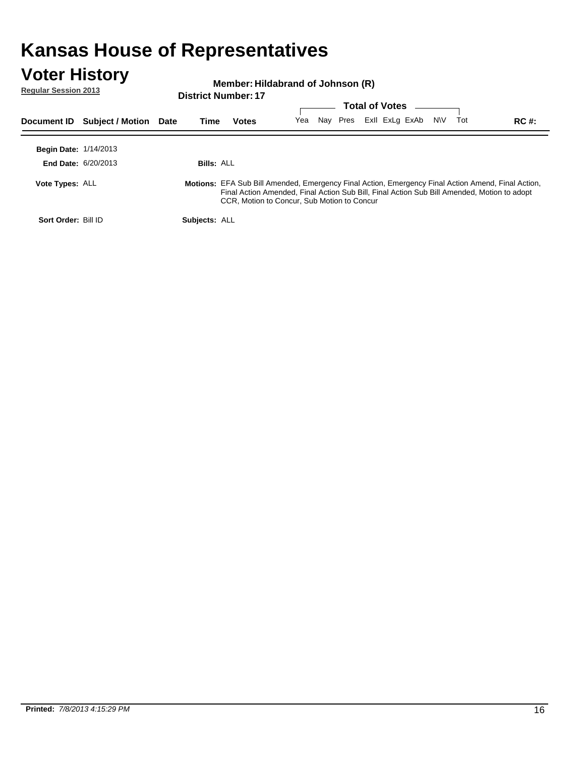# Kansas House of Representatives

## Voter History

**Regular Session 2013**

**Member: Hildabrand of Johnson (R)**

**District Number: 17**

| Document ID | Subject / Motion | Date | Time | Votes | Yea | Nay | Pres | ExII | ExLg | ExAb | N\V | Tot | RC #: |
|---|---|---|---|---|---|---|---|---|---|---|---|---|---|

**Begin Date:** 1/14/2013

**End Date:** 6/20/2013

**Bills:** ALL

**Vote Types:** ALL

**Motions:** EFA Sub Bill Amended, Emergency Final Action, Emergency Final Action Amend, Final Action, Final Action Amended, Final Action Sub Bill, Final Action Sub Bill Amended, Motion to adopt CCR, Motion to Concur, Sub Motion to Concur

**Sort Order:** Bill ID

**Subjects:** ALL

**Printed:** *7/8/2013 4:15:29 PM*